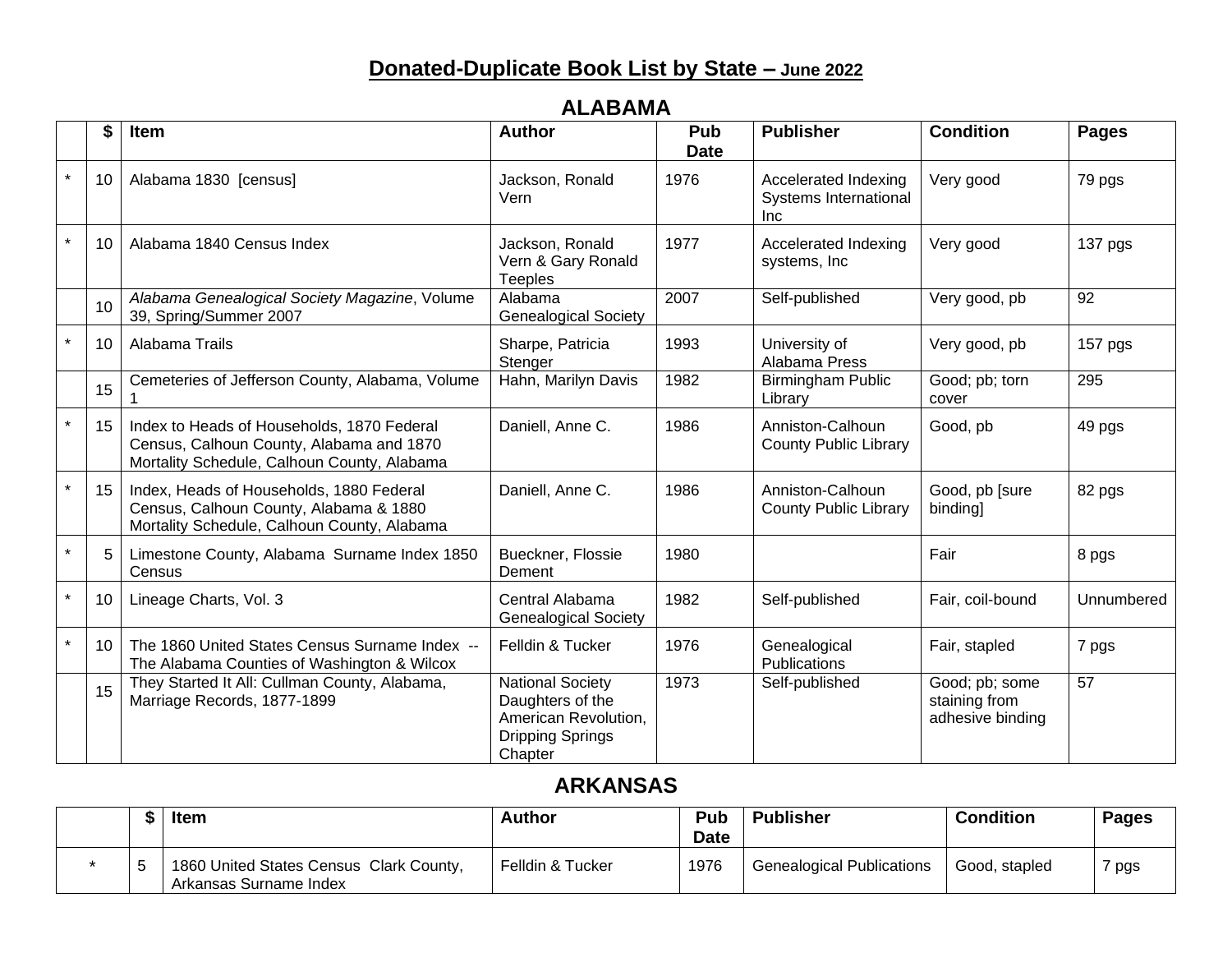# Donated-Duplicate Book List by State – June 2022

## ALABAMA

| | $ | Item | Author | Pub Date | Publisher | Condition | Pages |
|---|---|---|---|---|---|---|---|
| * | 10 | Alabama 1830 [census] | Jackson, Ronald Vern | 1976 | Accelerated Indexing Systems International Inc | Very good | 79 pgs |
| * | 10 | Alabama 1840 Census Index | Jackson, Ronald Vern & Gary Ronald Teeples | 1977 | Accelerated Indexing systems, Inc | Very good | 137 pgs |
| | 10 | *Alabama Genealogical Society Magazine*, Volume 39, Spring/Summer 2007 | Alabama Genealogical Society | 2007 | Self-published | Very good, pb | 92 |
| * | 10 | Alabama Trails | Sharpe, Patricia Stenger | 1993 | University of Alabama Press | Very good, pb | 157 pgs |
| | 15 | Cemeteries of Jefferson County, Alabama, Volume 1 | Hahn, Marilyn Davis | 1982 | Birmingham Public Library | Good; pb; torn cover | 295 |
| * | 15 | Index to Heads of Households, 1870 Federal Census, Calhoun County, Alabama and 1870 Mortality Schedule, Calhoun County, Alabama | Daniell, Anne C. | 1986 | Anniston-Calhoun County Public Library | Good, pb | 49 pgs |
| * | 15 | Index, Heads of Households, 1880 Federal Census, Calhoun County, Alabama & 1880 Mortality Schedule, Calhoun County, Alabama | Daniell, Anne C. | 1986 | Anniston-Calhoun County Public Library | Good, pb [sure binding] | 82 pgs |
| * | 5 | Limestone County, Alabama Surname Index 1850 Census | Bueckner, Flossie Dement | 1980 | | Fair | 8 pgs |
| * | 10 | Lineage Charts, Vol. 3 | Central Alabama Genealogical Society | 1982 | Self-published | Fair, coil-bound | Unnumbered |
| * | 10 | The 1860 United States Census Surname Index -- The Alabama Counties of Washington & Wilcox | Felldin & Tucker | 1976 | Genealogical Publications | Fair, stapled | 7 pgs |
| | 15 | They Started It All: Cullman County, Alabama, Marriage Records, 1877-1899 | National Society Daughters of the American Revolution, Dripping Springs Chapter | 1973 | Self-published | Good; pb; some staining from adhesive binding | 57 |

## ARKANSAS

| | $ | Item | Author | Pub Date | Publisher | Condition | Pages |
|---|---|---|---|---|---|---|---|
| * | 5 | 1860 United States Census Clark County, Arkansas Surname Index | Felldin & Tucker | 1976 | Genealogical Publications | Good, stapled | 7 pgs |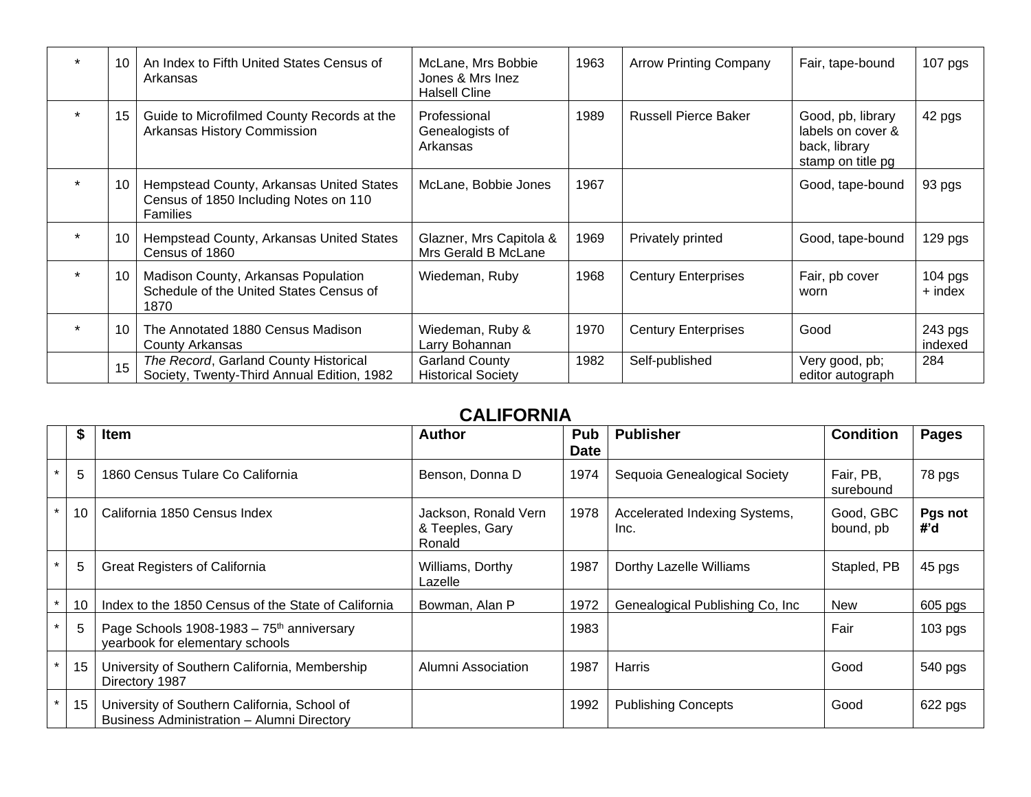| | | | | | | | |
|---|---|---|---|---|---|---|---|
| * | 10 | An Index to Fifth United States Census of Arkansas | McLane, Mrs Bobbie Jones & Mrs Inez Halsell Cline | 1963 | Arrow Printing Company | Fair, tape-bound | 107 pgs |
| * | 15 | Guide to Microfilmed County Records at the Arkansas History Commission | Professional Genealogists of Arkansas | 1989 | Russell Pierce Baker | Good, pb, library labels on cover & back, library stamp on title pg | 42 pgs |
| * | 10 | Hempstead County, Arkansas United States Census of 1850 Including Notes on 110 Families | McLane, Bobbie Jones | 1967 | | Good, tape-bound | 93 pgs |
| * | 10 | Hempstead County, Arkansas United States Census of 1860 | Glazner, Mrs Capitola & Mrs Gerald B McLane | 1969 | Privately printed | Good, tape-bound | 129 pgs |
| * | 10 | Madison County, Arkansas Population Schedule of the United States Census of 1870 | Wiedeman, Ruby | 1968 | Century Enterprises | Fair, pb cover worn | 104 pgs + index |
| * | 10 | The Annotated 1880 Census Madison County Arkansas | Wiedeman, Ruby & Larry Bohannan | 1970 | Century Enterprises | Good | 243 pgs indexed |
| | 15 | *The Record*, Garland County Historical Society, Twenty-Third Annual Edition, 1982 | Garland County Historical Society | 1982 | Self-published | Very good, pb; editor autograph | 284 |

## CALIFORNIA

| | $ | Item | Author | Pub Date | Publisher | Condition | Pages |
|---|---|---|---|---|---|---|---|
| * | 5 | 1860 Census Tulare Co California | Benson, Donna D | 1974 | Sequoia Genealogical Society | Fair, PB, surebound | 78 pgs |
| * | 10 | California 1850 Census Index | Jackson, Ronald Vern & Teeples, Gary Ronald | 1978 | Accelerated Indexing Systems, Inc. | Good, GBC bound, pb | **Pgs not #'d** |
| * | 5 | Great Registers of California | Williams, Dorthy Lazelle | 1987 | Dorthy Lazelle Williams | Stapled, PB | 45 pgs |
| * | 10 | Index to the 1850 Census of the State of California | Bowman, Alan P | 1972 | Genealogical Publishing Co, Inc | New | 605 pgs |
| * | 5 | Page Schools 1908-1983 – 75th anniversary yearbook for elementary schools | | 1983 | | Fair | 103 pgs |
| * | 15 | University of Southern California, Membership Directory 1987 | Alumni Association | 1987 | Harris | Good | 540 pgs |
| * | 15 | University of Southern California, School of Business Administration – Alumni Directory | | 1992 | Publishing Concepts | Good | 622 pgs |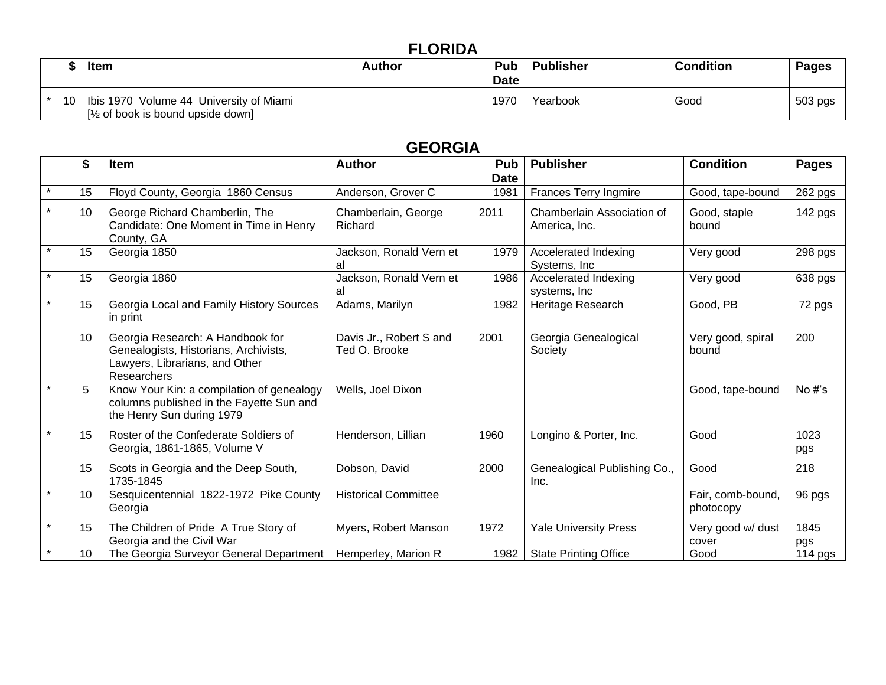# FLORIDA

| | $ | Item | Author | Pub Date | Publisher | Condition | Pages |
|---|---|---|---|---|---|---|---|
| * | 10 | Ibis 1970 Volume 44 University of Miami [½ of book is bound upside down] | | 1970 | Yearbook | Good | 503 pgs |

# GEORGIA

| | $ | Item | Author | Pub Date | Publisher | Condition | Pages |
|---|---|---|---|---|---|---|---|
| * | 15 | Floyd County, Georgia 1860 Census | Anderson, Grover C | 1981 | Frances Terry Ingmire | Good, tape-bound | 262 pgs |
| * | 10 | George Richard Chamberlin, The Candidate: One Moment in Time in Henry County, GA | Chamberlain, George Richard | 2011 | Chamberlain Association of America, Inc. | Good, staple bound | 142 pgs |
| * | 15 | Georgia 1850 | Jackson, Ronald Vern et al | 1979 | Accelerated Indexing Systems, Inc | Very good | 298 pgs |
| * | 15 | Georgia 1860 | Jackson, Ronald Vern et al | 1986 | Accelerated Indexing systems, Inc | Very good | 638 pgs |
| * | 15 | Georgia Local and Family History Sources in print | Adams, Marilyn | 1982 | Heritage Research | Good, PB | 72 pgs |
| | 10 | Georgia Research: A Handbook for Genealogists, Historians, Archivists, Lawyers, Librarians, and Other Researchers | Davis Jr., Robert S and Ted O. Brooke | 2001 | Georgia Genealogical Society | Very good, spiral bound | 200 |
| * | 5 | Know Your Kin: a compilation of genealogy columns published in the Fayette Sun and the Henry Sun during 1979 | Wells, Joel Dixon | | | Good, tape-bound | No #'s |
| * | 15 | Roster of the Confederate Soldiers of Georgia, 1861-1865, Volume V | Henderson, Lillian | 1960 | Longino & Porter, Inc. | Good | 1023 pgs |
| | 15 | Scots in Georgia and the Deep South, 1735-1845 | Dobson, David | 2000 | Genealogical Publishing Co., Inc. | Good | 218 |
| * | 10 | Sesquicentennial 1822-1972 Pike County Georgia | Historical Committee | | | Fair, comb-bound, photocopy | 96 pgs |
| * | 15 | The Children of Pride A True Story of Georgia and the Civil War | Myers, Robert Manson | 1972 | Yale University Press | Very good w/ dust cover | 1845 pgs |
| * | 10 | The Georgia Surveyor General Department | Hemperley, Marion R | 1982 | State Printing Office | Good | 114 pgs |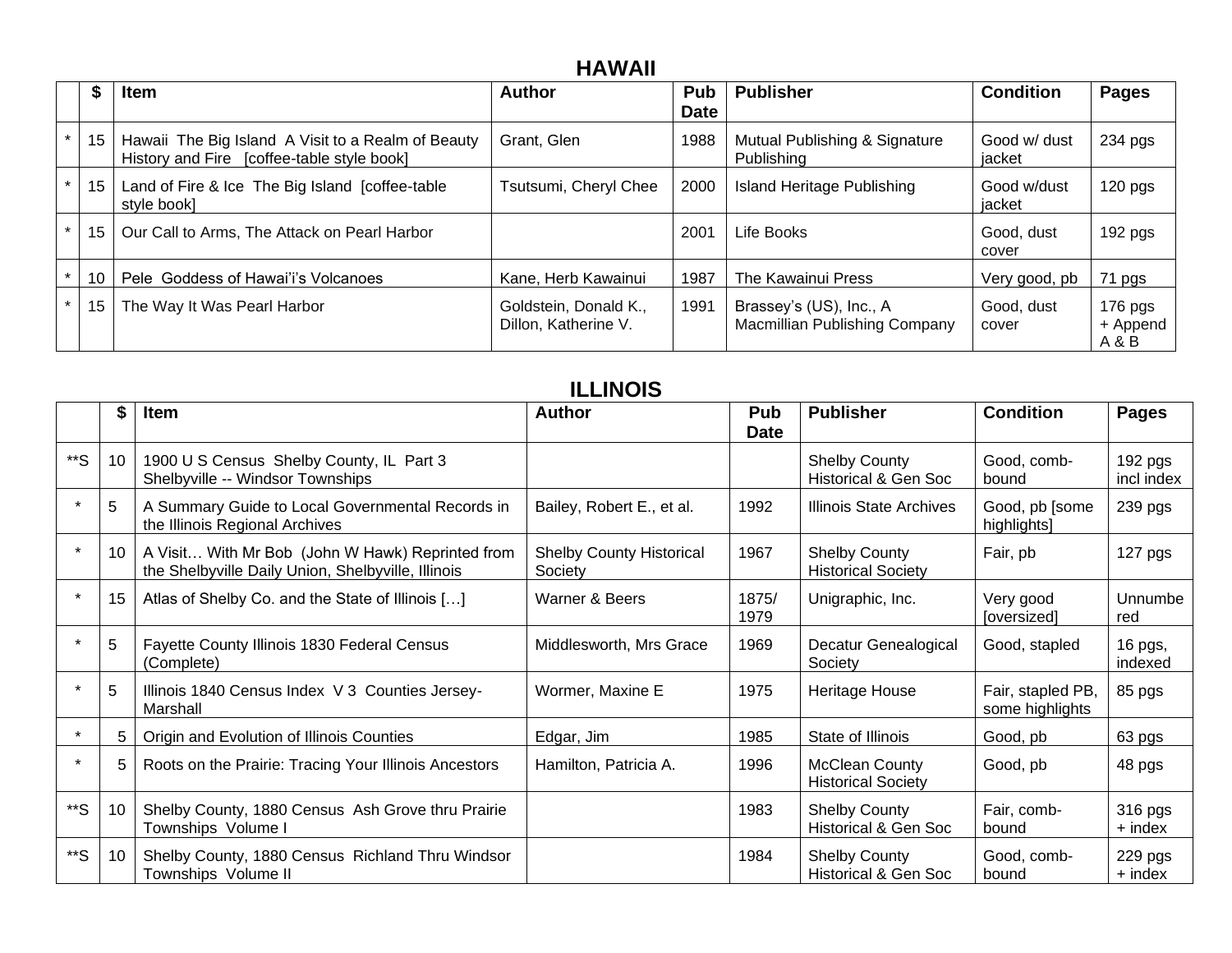## HAWAII

| | $ | Item | Author | Pub Date | Publisher | Condition | Pages |
|---|---|---|---|---|---|---|---|
| * | 15 | Hawaii The Big Island A Visit to a Realm of Beauty History and Fire [coffee-table style book] | Grant, Glen | 1988 | Mutual Publishing & Signature Publishing | Good w/ dust jacket | 234 pgs |
| * | 15 | Land of Fire & Ice The Big Island [coffee-table style book] | Tsutsumi, Cheryl Chee | 2000 | Island Heritage Publishing | Good w/dust jacket | 120 pgs |
| * | 15 | Our Call to Arms, The Attack on Pearl Harbor | | 2001 | Life Books | Good, dust cover | 192 pgs |
| * | 10 | Pele Goddess of Hawai'i's Volcanoes | Kane, Herb Kawainui | 1987 | The Kawainui Press | Very good, pb | 71 pgs |
| * | 15 | The Way It Was Pearl Harbor | Goldstein, Donald K., Dillon, Katherine V. | 1991 | Brassey's (US), Inc., A Macmillian Publishing Company | Good, dust cover | 176 pgs + Append A & B |

## ILLINOIS

| | $ | Item | Author | Pub Date | Publisher | Condition | Pages |
|---|---|---|---|---|---|---|---|
| **S | 10 | 1900 U S Census Shelby County, IL Part 3 Shelbyville -- Windsor Townships | | | Shelby County Historical & Gen Soc | Good, comb-bound | 192 pgs incl index |
| * | 5 | A Summary Guide to Local Governmental Records in the Illinois Regional Archives | Bailey, Robert E., et al. | 1992 | Illinois State Archives | Good, pb [some highlights] | 239 pgs |
| * | 10 | A Visit… With Mr Bob (John W Hawk) Reprinted from the Shelbyville Daily Union, Shelbyville, Illinois | Shelby County Historical Society | 1967 | Shelby County Historical Society | Fair, pb | 127 pgs |
| * | 15 | Atlas of Shelby Co. and the State of Illinois […] | Warner & Beers | 1875/ 1979 | Unigraphic, Inc. | Very good [oversized] | Unnumbered |
| * | 5 | Fayette County Illinois 1830 Federal Census (Complete) | Middlesworth, Mrs Grace | 1969 | Decatur Genealogical Society | Good, stapled | 16 pgs, indexed |
| * | 5 | Illinois 1840 Census Index V 3 Counties Jersey-Marshall | Wormer, Maxine E | 1975 | Heritage House | Fair, stapled PB, some highlights | 85 pgs |
| * | 5 | Origin and Evolution of Illinois Counties | Edgar, Jim | 1985 | State of Illinois | Good, pb | 63 pgs |
| * | 5 | Roots on the Prairie: Tracing Your Illinois Ancestors | Hamilton, Patricia A. | 1996 | McClean County Historical Society | Good, pb | 48 pgs |
| **S | 10 | Shelby County, 1880 Census Ash Grove thru Prairie Townships Volume I | | 1983 | Shelby County Historical & Gen Soc | Fair, comb-bound | 316 pgs + index |
| **S | 10 | Shelby County, 1880 Census Richland Thru Windsor Townships Volume II | | 1984 | Shelby County Historical & Gen Soc | Good, comb-bound | 229 pgs + index |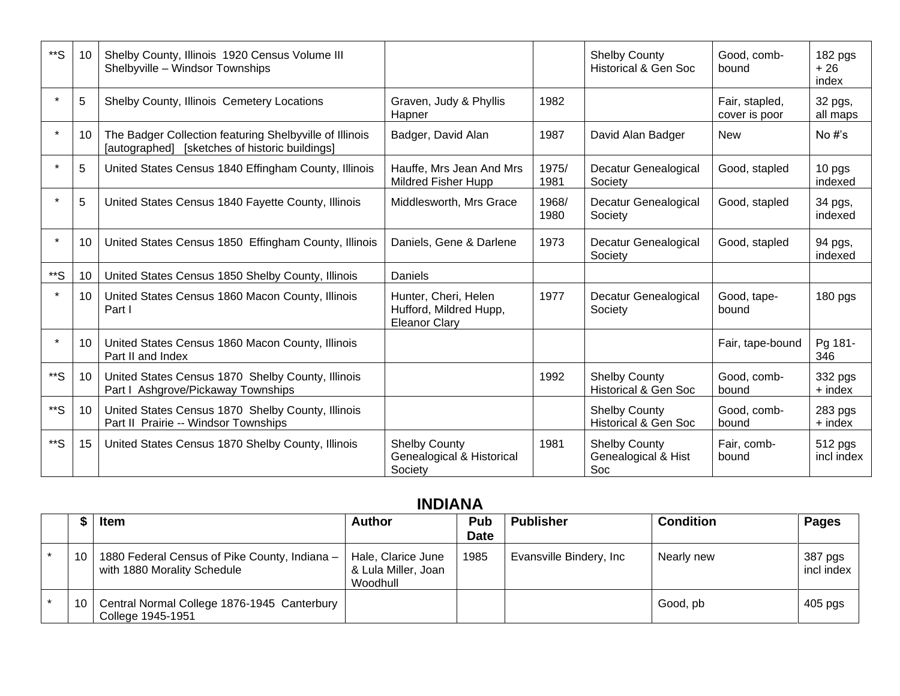| | | | | | | | |
|---|---|---|---|---|---|---|---|
| **S | 10 | Shelby County, Illinois 1920 Census Volume III Shelbyville – Windsor Townships | | | Shelby County Historical & Gen Soc | Good, comb-bound | 182 pgs + 26 index |
| * | 5 | Shelby County, Illinois Cemetery Locations | Graven, Judy & Phyllis Hapner | 1982 | | Fair, stapled, cover is poor | 32 pgs, all maps |
| * | 10 | The Badger Collection featuring Shelbyville of Illinois [autographed] [sketches of historic buildings] | Badger, David Alan | 1987 | David Alan Badger | New | No #'s |
| * | 5 | United States Census 1840 Effingham County, Illinois | Hauffe, Mrs Jean And Mrs Mildred Fisher Hupp | 1975/ 1981 | Decatur Genealogical Society | Good, stapled | 10 pgs indexed |
| * | 5 | United States Census 1840 Fayette County, Illinois | Middlesworth, Mrs Grace | 1968/ 1980 | Decatur Genealogical Society | Good, stapled | 34 pgs, indexed |
| * | 10 | United States Census 1850 Effingham County, Illinois | Daniels, Gene & Darlene | 1973 | Decatur Genealogical Society | Good, stapled | 94 pgs, indexed |
| **S | 10 | United States Census 1850 Shelby County, Illinois | Daniels | | | | |
| * | 10 | United States Census 1860 Macon County, Illinois Part I | Hunter, Cheri, Helen Hufford, Mildred Hupp, Eleanor Clary | 1977 | Decatur Genealogical Society | Good, tape-bound | 180 pgs |
| * | 10 | United States Census 1860 Macon County, Illinois Part II and Index | | | | Fair, tape-bound | Pg 181-346 |
| **S | 10 | United States Census 1870 Shelby County, Illinois Part I Ashgrove/Pickaway Townships | | 1992 | Shelby County Historical & Gen Soc | Good, comb-bound | 332 pgs + index |
| **S | 10 | United States Census 1870 Shelby County, Illinois Part II Prairie -- Windsor Townships | | | Shelby County Historical & Gen Soc | Good, comb-bound | 283 pgs + index |
| **S | 15 | United States Census 1870 Shelby County, Illinois | Shelby County Genealogical & Historical Society | 1981 | Shelby County Genealogical & Hist Soc | Fair, comb-bound | 512 pgs incl index |

## INDIANA

| | $ | Item | Author | Pub Date | Publisher | Condition | Pages |
|---|---|---|---|---|---|---|---|
| * | 10 | 1880 Federal Census of Pike County, Indiana – with 1880 Morality Schedule | Hale, Clarice June & Lula Miller, Joan Woodhull | 1985 | Evansville Bindery, Inc | Nearly new | 387 pgs incl index |
| * | 10 | Central Normal College 1876-1945 Canterbury College 1945-1951 | | | | Good, pb | 405 pgs |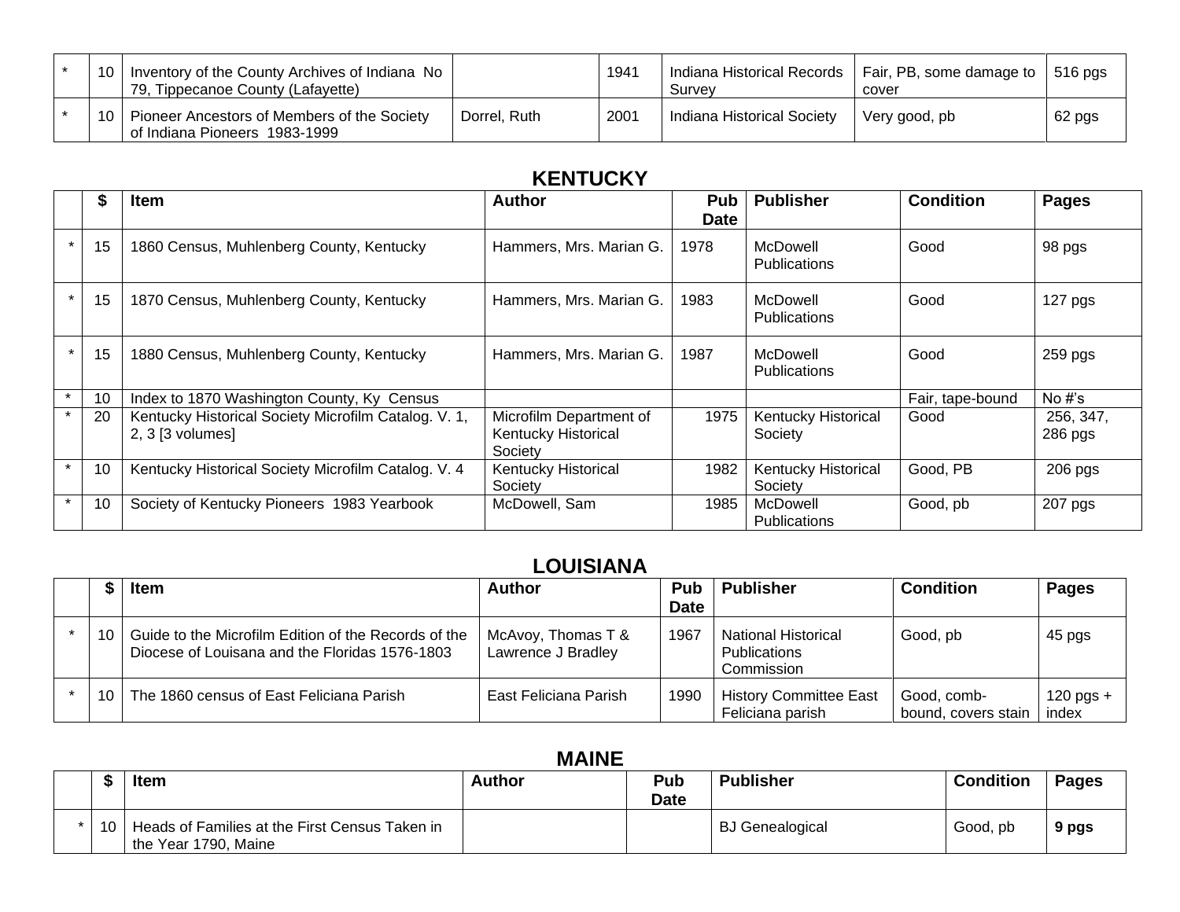| * | 10 | Inventory of the County Archives of Indiana No 79, Tippecanoe County (Lafayette) | | 1941 | Indiana Historical Records Survey | Fair, PB, some damage to cover | 516 pgs |
|---|---|---|---|---|---|---|---|
| * | 10 | Pioneer Ancestors of Members of the Society of Indiana Pioneers 1983-1999 | Dorrel, Ruth | 2001 | Indiana Historical Society | Very good, pb | 62 pgs |

## KENTUCKY

| | $ | Item | Author | Pub Date | Publisher | Condition | Pages |
|---|---|---|---|---|---|---|---|
| * | 15 | 1860 Census, Muhlenberg County, Kentucky | Hammers, Mrs. Marian G. | 1978 | McDowell Publications | Good | 98 pgs |
| * | 15 | 1870 Census, Muhlenberg County, Kentucky | Hammers, Mrs. Marian G. | 1983 | McDowell Publications | Good | 127 pgs |
| * | 15 | 1880 Census, Muhlenberg County, Kentucky | Hammers, Mrs. Marian G. | 1987 | McDowell Publications | Good | 259 pgs |
| * | 10 | Index to 1870 Washington County, Ky Census | | | | Fair, tape-bound | No #'s |
| * | 20 | Kentucky Historical Society Microfilm Catalog. V. 1, 2, 3 [3 volumes] | Microfilm Department of Kentucky Historical Society | 1975 | Kentucky Historical Society | Good | 256, 347, 286 pgs |
| * | 10 | Kentucky Historical Society Microfilm Catalog. V. 4 | Kentucky Historical Society | 1982 | Kentucky Historical Society | Good, PB | 206 pgs |
| * | 10 | Society of Kentucky Pioneers 1983 Yearbook | McDowell, Sam | 1985 | McDowell Publications | Good, pb | 207 pgs |

## LOUISIANA

| | $ | Item | Author | Pub Date | Publisher | Condition | Pages |
|---|---|---|---|---|---|---|---|
| * | 10 | Guide to the Microfilm Edition of the Records of the Diocese of Louisana and the Floridas 1576-1803 | McAvoy, Thomas T & Lawrence J Bradley | 1967 | National Historical Publications Commission | Good, pb | 45 pgs |
| * | 10 | The 1860 census of East Feliciana Parish | East Feliciana Parish | 1990 | History Committee East Feliciana parish | Good, comb-bound, covers stain | 120 pgs + index |

## MAINE

| | $ | Item | Author | Pub Date | Publisher | Condition | Pages |
|---|---|---|---|---|---|---|---|
| * | 10 | Heads of Families at the First Census Taken in the Year 1790, Maine | | | BJ Genealogical | Good, pb | **9 pgs** |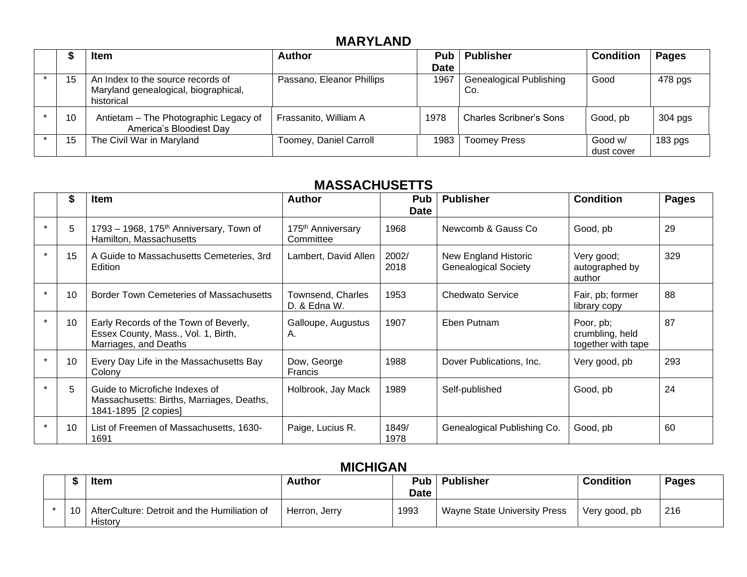## MARYLAND

| | $ | Item | Author | Pub Date | Publisher | Condition | Pages |
|---|---|---|---|---|---|---|---|
| * | 15 | An Index to the source records of Maryland genealogical, biographical, historical | Passano, Eleanor Phillips | 1967 | Genealogical Publishing Co. | Good | 478 pgs |
| * | 10 | Antietam – The Photographic Legacy of America's Bloodiest Day | Frassanito, William A | 1978 | Charles Scribner's Sons | Good, pb | 304 pgs |
| * | 15 | The Civil War in Maryland | Toomey, Daniel Carroll | 1983 | Toomey Press | Good w/ dust cover | 183 pgs |

## MASSACHUSETTS

| | $ | Item | Author | Pub Date | Publisher | Condition | Pages |
|---|---|---|---|---|---|---|---|
| * | 5 | 1793 – 1968, 175th Anniversary, Town of Hamilton, Massachusetts | 175th Anniversary Committee | 1968 | Newcomb & Gauss Co | Good, pb | 29 |
| * | 15 | A Guide to Massachusetts Cemeteries, 3rd Edition | Lambert, David Allen | 2002/ 2018 | New England Historic Genealogical Society | Very good; autographed by author | 329 |
| * | 10 | Border Town Cemeteries of Massachusetts | Townsend, Charles D. & Edna W. | 1953 | Chedwato Service | Fair, pb; former library copy | 88 |
| * | 10 | Early Records of the Town of Beverly, Essex County, Mass., Vol. 1, Birth, Marriages, and Deaths | Galloupe, Augustus A. | 1907 | Eben Putnam | Poor, pb; crumbling, held together with tape | 87 |
| * | 10 | Every Day Life in the Massachusetts Bay Colony | Dow, George Francis | 1988 | Dover Publications, Inc. | Very good, pb | 293 |
| * | 5 | Guide to Microfiche Indexes of Massachusetts: Births, Marriages, Deaths, 1841-1895 [2 copies] | Holbrook, Jay Mack | 1989 | Self-published | Good, pb | 24 |
| * | 10 | List of Freemen of Massachusetts, 1630-1691 | Paige, Lucius R. | 1849/ 1978 | Genealogical Publishing Co. | Good, pb | 60 |

## MICHIGAN

| | $ | Item | Author | Pub Date | Publisher | Condition | Pages |
|---|---|---|---|---|---|---|---|
| * | 10 | AfterCulture: Detroit and the Humiliation of History | Herron, Jerry | 1993 | Wayne State University Press | Very good, pb | 216 |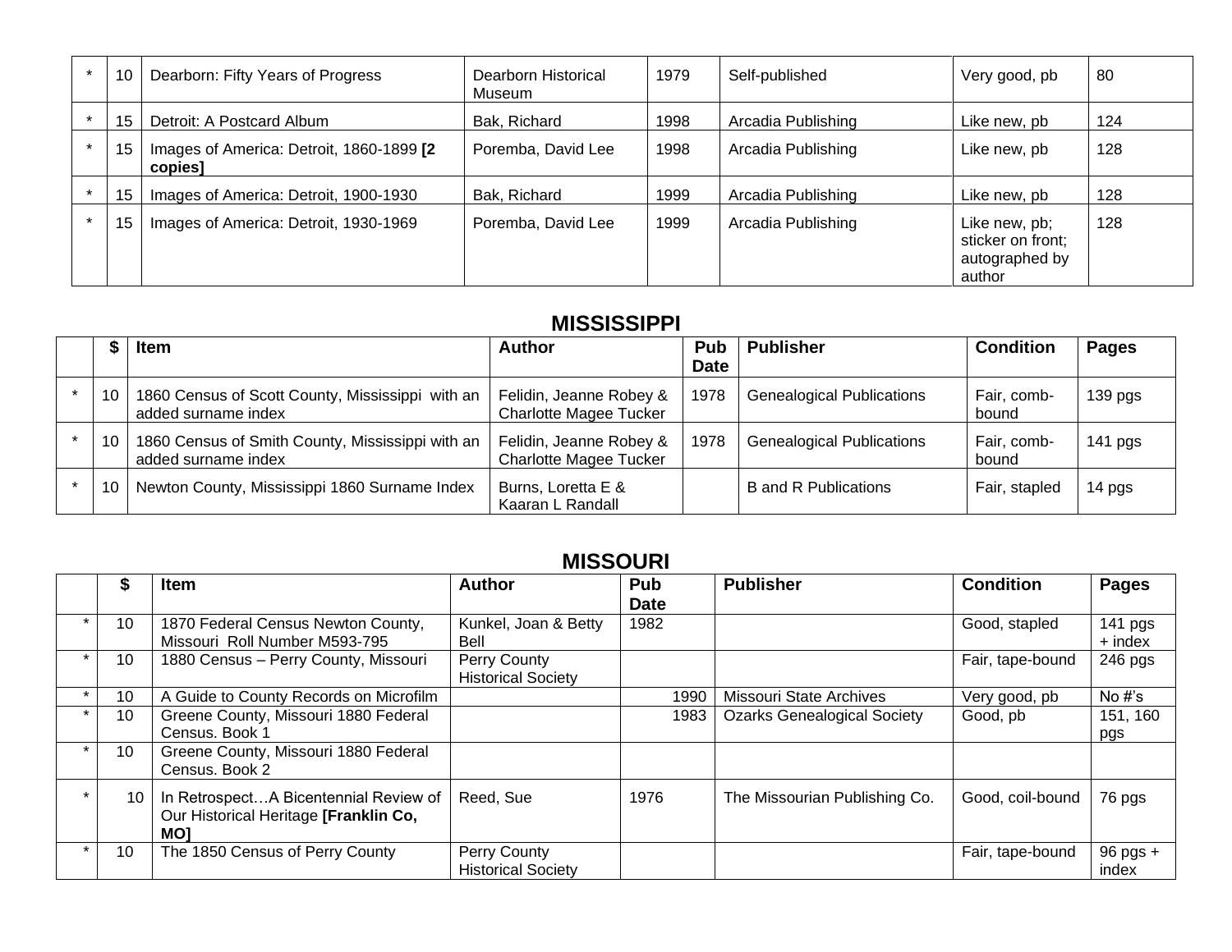| | | | | | | | |
|---|---|---|---|---|---|---|---|
| * | 10 | Dearborn: Fifty Years of Progress | Dearborn Historical Museum | 1979 | Self-published | Very good, pb | 80 |
| * | 15 | Detroit: A Postcard Album | Bak, Richard | 1998 | Arcadia Publishing | Like new, pb | 124 |
| * | 15 | Images of America: Detroit, 1860-1899 **[2 copies]** | Poremba, David Lee | 1998 | Arcadia Publishing | Like new, pb | 128 |
| * | 15 | Images of America: Detroit, 1900-1930 | Bak, Richard | 1999 | Arcadia Publishing | Like new, pb | 128 |
| * | 15 | Images of America: Detroit, 1930-1969 | Poremba, David Lee | 1999 | Arcadia Publishing | Like new, pb; sticker on front; autographed by author | 128 |

## MISSISSIPPI

| | $ | Item | Author | Pub Date | Publisher | Condition | Pages |
|---|---|---|---|---|---|---|---|
| * | 10 | 1860 Census of Scott County, Mississippi with an added surname index | Felidin, Jeanne Robey & Charlotte Magee Tucker | 1978 | Genealogical Publications | Fair, comb-bound | 139 pgs |
| * | 10 | 1860 Census of Smith County, Mississippi with an added surname index | Felidin, Jeanne Robey & Charlotte Magee Tucker | 1978 | Genealogical Publications | Fair, comb-bound | 141 pgs |
| * | 10 | Newton County, Mississippi 1860 Surname Index | Burns, Loretta E & Kaaran L Randall | | B and R Publications | Fair, stapled | 14 pgs |

## MISSOURI

| | $ | Item | Author | Pub Date | Publisher | Condition | Pages |
|---|---|---|---|---|---|---|---|
| * | 10 | 1870 Federal Census Newton County, Missouri Roll Number M593-795 | Kunkel, Joan & Betty Bell | 1982 | | Good, stapled | 141 pgs + index |
| * | 10 | 1880 Census – Perry County, Missouri | Perry County Historical Society | | | Fair, tape-bound | 246 pgs |
| * | 10 | A Guide to County Records on Microfilm | | 1990 | Missouri State Archives | Very good, pb | No #'s |
| * | 10 | Greene County, Missouri 1880 Federal Census. Book 1 | | 1983 | Ozarks Genealogical Society | Good, pb | 151, 160 pgs |
| * | 10 | Greene County, Missouri 1880 Federal Census. Book 2 | | | | | |
| * | 10 | In Retrospect…A Bicentennial Review of Our Historical Heritage **[Franklin Co, MO]** | Reed, Sue | 1976 | The Missourian Publishing Co. | Good, coil-bound | 76 pgs |
| * | 10 | The 1850 Census of Perry County | Perry County Historical Society | | | Fair, tape-bound | 96 pgs + index |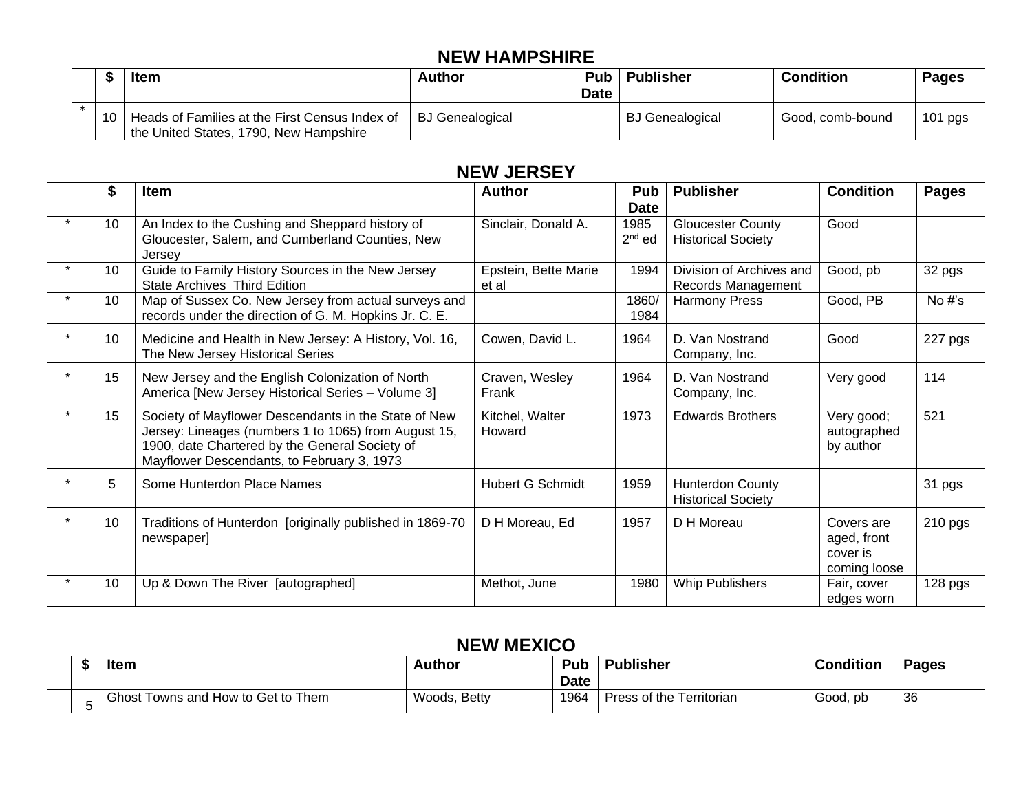## NEW HAMPSHIRE

| | $ | Item | Author | Pub Date | Publisher | Condition | Pages |
|---|---|---|---|---|---|---|---|
| * | 10 | Heads of Families at the First Census Index of the United States, 1790, New Hampshire | BJ Genealogical | | BJ Genealogical | Good, comb-bound | 101 pgs |

## NEW JERSEY

| | $ | Item | Author | Pub Date | Publisher | Condition | Pages |
|---|---|---|---|---|---|---|---|
| * | 10 | An Index to the Cushing and Sheppard history of Gloucester, Salem, and Cumberland Counties, New Jersey | Sinclair, Donald A. | 1985 2nd ed | Gloucester County Historical Society | Good | |
| * | 10 | Guide to Family History Sources in the New Jersey State Archives Third Edition | Epstein, Bette Marie et al | 1994 | Division of Archives and Records Management | Good, pb | 32 pgs |
| * | 10 | Map of Sussex Co. New Jersey from actual surveys and records under the direction of G. M. Hopkins Jr. C. E. | | 1860/ 1984 | Harmony Press | Good, PB | No #'s |
| * | 10 | Medicine and Health in New Jersey: A History, Vol. 16, The New Jersey Historical Series | Cowen, David L. | 1964 | D. Van Nostrand Company, Inc. | Good | 227 pgs |
| * | 15 | New Jersey and the English Colonization of North America [New Jersey Historical Series – Volume 3] | Craven, Wesley Frank | 1964 | D. Van Nostrand Company, Inc. | Very good | 114 |
| * | 15 | Society of Mayflower Descendants in the State of New Jersey: Lineages (numbers 1 to 1065) from August 15, 1900, date Chartered by the General Society of Mayflower Descendants, to February 3, 1973 | Kitchel, Walter Howard | 1973 | Edwards Brothers | Very good; autographed by author | 521 |
| * | 5 | Some Hunterdon Place Names | Hubert G Schmidt | 1959 | Hunterdon County Historical Society | | 31 pgs |
| * | 10 | Traditions of Hunterdon [originally published in 1869-70 newspaper] | D H Moreau, Ed | 1957 | D H Moreau | Covers are aged, front cover is coming loose | 210 pgs |
| * | 10 | Up & Down The River [autographed] | Methot, June | 1980 | Whip Publishers | Fair, cover edges worn | 128 pgs |

## NEW MEXICO

| | $ | Item | Author | Pub Date | Publisher | Condition | Pages |
|---|---|---|---|---|---|---|---|
| | 5 | Ghost Towns and How to Get to Them | Woods, Betty | 1964 | Press of the Territorian | Good, pb | 36 |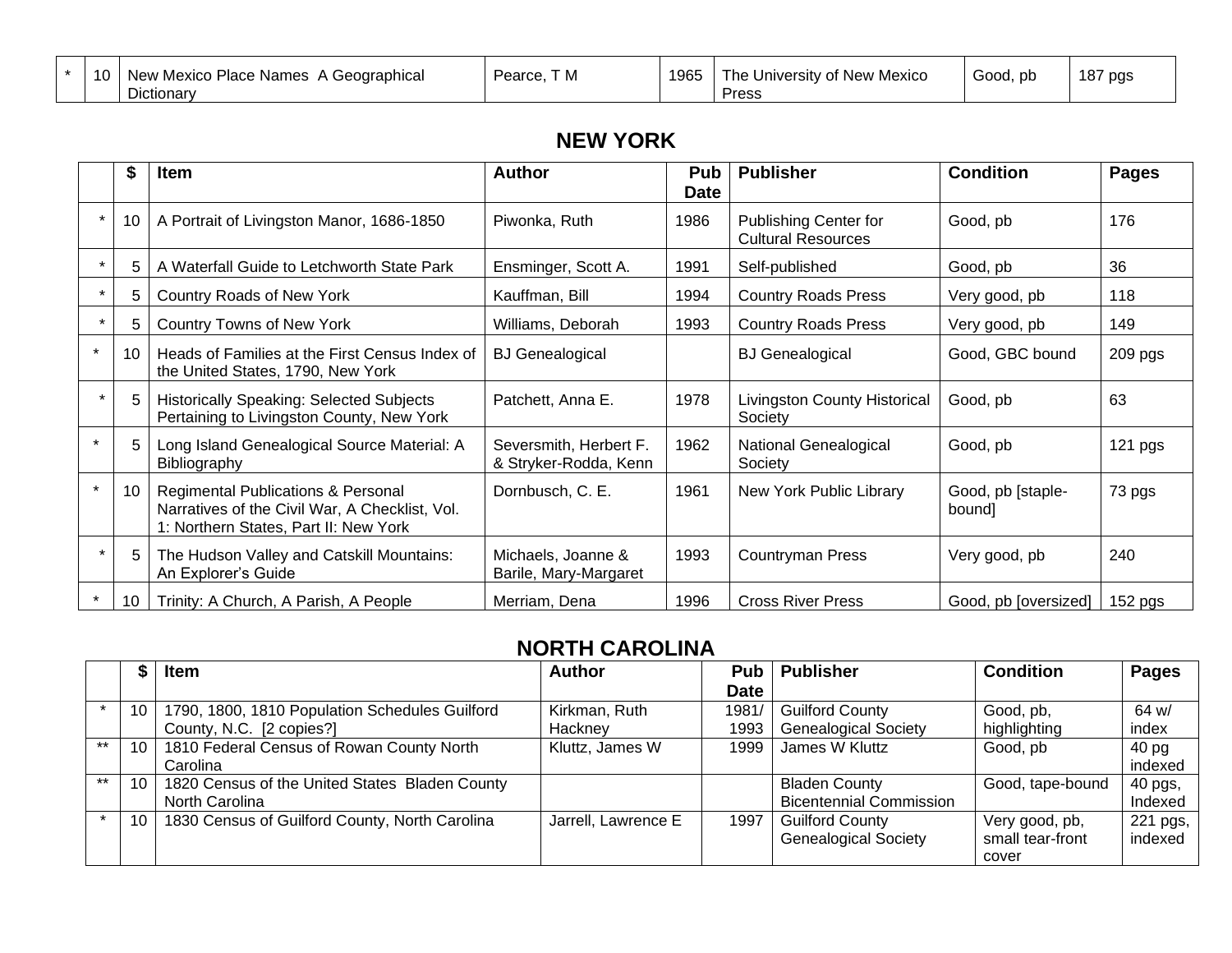| * | 10 | New Mexico Place Names A Geographical Dictionary | Pearce, T M | 1965 | The University of New Mexico Press | Good, pb | 187 pgs |
|---|---|---|---|---|---|---|---|

## NEW YORK

| | $ | Item | Author | Pub Date | Publisher | Condition | Pages |
|---|---|---|---|---|---|---|---|
| * | 10 | A Portrait of Livingston Manor, 1686-1850 | Piwonka, Ruth | 1986 | Publishing Center for Cultural Resources | Good, pb | 176 |
| * | 5 | A Waterfall Guide to Letchworth State Park | Ensminger, Scott A. | 1991 | Self-published | Good, pb | 36 |
| * | 5 | Country Roads of New York | Kauffman, Bill | 1994 | Country Roads Press | Very good, pb | 118 |
| * | 5 | Country Towns of New York | Williams, Deborah | 1993 | Country Roads Press | Very good, pb | 149 |
| * | 10 | Heads of Families at the First Census Index of the United States, 1790, New York | BJ Genealogical | | BJ Genealogical | Good, GBC bound | 209 pgs |
| * | 5 | Historically Speaking: Selected Subjects Pertaining to Livingston County, New York | Patchett, Anna E. | 1978 | Livingston County Historical Society | Good, pb | 63 |
| * | 5 | Long Island Genealogical Source Material: A Bibliography | Seversmith, Herbert F. & Stryker-Rodda, Kenn | 1962 | National Genealogical Society | Good, pb | 121 pgs |
| * | 10 | Regimental Publications & Personal Narratives of the Civil War, A Checklist, Vol. 1: Northern States, Part II: New York | Dornbusch, C. E. | 1961 | New York Public Library | Good, pb [staple-bound] | 73 pgs |
| * | 5 | The Hudson Valley and Catskill Mountains: An Explorer's Guide | Michaels, Joanne & Barile, Mary-Margaret | 1993 | Countryman Press | Very good, pb | 240 |
| * | 10 | Trinity: A Church, A Parish, A People | Merriam, Dena | 1996 | Cross River Press | Good, pb [oversized] | 152 pgs |

## NORTH CAROLINA

| | $ | Item | Author | Pub Date | Publisher | Condition | Pages |
|---|---|---|---|---|---|---|---|
| * | 10 | 1790, 1800, 1810 Population Schedules Guilford County, N.C. [2 copies?] | Kirkman, Ruth Hackney | 1981/ 1993 | Guilford County Genealogical Society | Good, pb, highlighting | 64 w/ index |
| ** | 10 | 1810 Federal Census of Rowan County North Carolina | Kluttz, James W | 1999 | James W Kluttz | Good, pb | 40 pg indexed |
| ** | 10 | 1820 Census of the United States Bladen County North Carolina | | | Bladen County Bicentennial Commission | Good, tape-bound | 40 pgs, Indexed |
| * | 10 | 1830 Census of Guilford County, North Carolina | Jarrell, Lawrence E | 1997 | Guilford County Genealogical Society | Very good, pb, small tear-front cover | 221 pgs, indexed |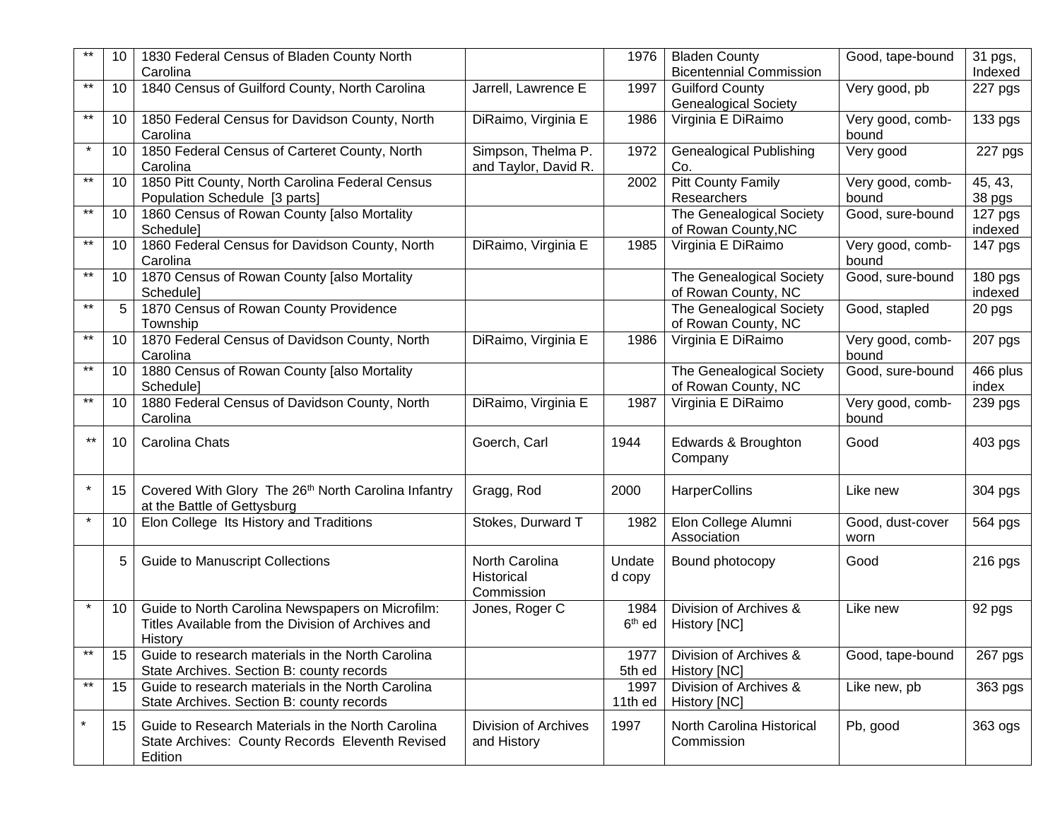| ** | 10 | 1830 Federal Census of Bladen County North Carolina | | 1976 | Bladen County Bicentennial Commission | Good, tape-bound | 31 pgs, Indexed |
|---|---|---|---|---|---|---|---|
| ** | 10 | 1840 Census of Guilford County, North Carolina | Jarrell, Lawrence E | 1997 | Guilford County Genealogical Society | Very good, pb | 227 pgs |
| ** | 10 | 1850 Federal Census for Davidson County, North Carolina | DiRaimo, Virginia E | 1986 | Virginia E DiRaimo | Very good, comb-bound | 133 pgs |
| * | 10 | 1850 Federal Census of Carteret County, North Carolina | Simpson, Thelma P. and Taylor, David R. | 1972 | Genealogical Publishing Co. | Very good | 227 pgs |
| ** | 10 | 1850 Pitt County, North Carolina Federal Census Population Schedule [3 parts] | | 2002 | Pitt County Family Researchers | Very good, comb-bound | 45, 43, 38 pgs |
| ** | 10 | 1860 Census of Rowan County [also Mortality Schedule] | | | The Genealogical Society of Rowan County,NC | Good, sure-bound | 127 pgs indexed |
| ** | 10 | 1860 Federal Census for Davidson County, North Carolina | DiRaimo, Virginia E | 1985 | Virginia E DiRaimo | Very good, comb-bound | 147 pgs |
| ** | 10 | 1870 Census of Rowan County [also Mortality Schedule] | | | The Genealogical Society of Rowan County, NC | Good, sure-bound | 180 pgs indexed |
| ** | 5 | 1870 Census of Rowan County Providence Township | | | The Genealogical Society of Rowan County, NC | Good, stapled | 20 pgs |
| ** | 10 | 1870 Federal Census of Davidson County, North Carolina | DiRaimo, Virginia E | 1986 | Virginia E DiRaimo | Very good, comb-bound | 207 pgs |
| ** | 10 | 1880 Census of Rowan County [also Mortality Schedule] | | | The Genealogical Society of Rowan County, NC | Good, sure-bound | 466 plus index |
| ** | 10 | 1880 Federal Census of Davidson County, North Carolina | DiRaimo, Virginia E | 1987 | Virginia E DiRaimo | Very good, comb-bound | 239 pgs |
| ** | 10 | Carolina Chats | Goerch, Carl | 1944 | Edwards & Broughton Company | Good | 403 pgs |
| * | 15 | Covered With Glory The 26th North Carolina Infantry at the Battle of Gettysburg | Gragg, Rod | 2000 | HarperCollins | Like new | 304 pgs |
| * | 10 | Elon College Its History and Traditions | Stokes, Durward T | 1982 | Elon College Alumni Association | Good, dust-cover worn | 564 pgs |
| | 5 | Guide to Manuscript Collections | North Carolina Historical Commission | Undated copy | Bound photocopy | Good | 216 pgs |
| * | 10 | Guide to North Carolina Newspapers on Microfilm: Titles Available from the Division of Archives and History | Jones, Roger C | 1984 6th ed | Division of Archives & History [NC] | Like new | 92 pgs |
| ** | 15 | Guide to research materials in the North Carolina State Archives. Section B: county records | | 1977 5th ed | Division of Archives & History [NC] | Good, tape-bound | 267 pgs |
| ** | 15 | Guide to research materials in the North Carolina State Archives. Section B: county records | | 1997 11th ed | Division of Archives & History [NC] | Like new, pb | 363 pgs |
| * | 15 | Guide to Research Materials in the North Carolina State Archives: County Records Eleventh Revised Edition | Division of Archives and History | 1997 | North Carolina Historical Commission | Pb, good | 363 ogs |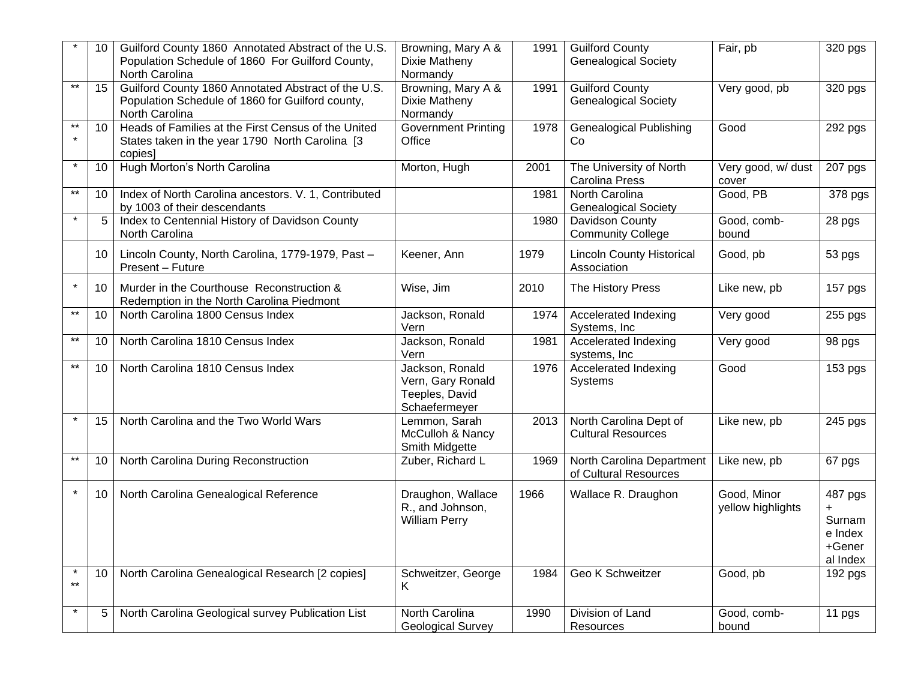| | | | | | | | |
|---|---|---|---|---|---|---|---|
| * | 10 | Guilford County 1860 Annotated Abstract of the U.S. Population Schedule of 1860 For Guilford County, North Carolina | Browning, Mary A & Dixie Matheny Normandy | 1991 | Guilford County Genealogical Society | Fair, pb | 320 pgs |
| ** | 15 | Guilford County 1860 Annotated Abstract of the U.S. Population Schedule of 1860 for Guilford county, North Carolina | Browning, Mary A & Dixie Matheny Normandy | 1991 | Guilford County Genealogical Society | Very good, pb | 320 pgs |
| *** | 10 | Heads of Families at the First Census of the United States taken in the year 1790 North Carolina [3 copies] | Government Printing Office | 1978 | Genealogical Publishing Co | Good | 292 pgs |
| * | 10 | Hugh Morton's North Carolina | Morton, Hugh | 2001 | The University of North Carolina Press | Very good, w/ dust cover | 207 pgs |
| ** | 10 | Index of North Carolina ancestors. V. 1, Contributed by 1003 of their descendants | | 1981 | North Carolina Genealogical Society | Good, PB | 378 pgs |
| * | 5 | Index to Centennial History of Davidson County North Carolina | | 1980 | Davidson County Community College | Good, comb-bound | 28 pgs |
| | 10 | Lincoln County, North Carolina, 1779-1979, Past – Present – Future | Keener, Ann | 1979 | Lincoln County Historical Association | Good, pb | 53 pgs |
| * | 10 | Murder in the Courthouse Reconstruction & Redemption in the North Carolina Piedmont | Wise, Jim | 2010 | The History Press | Like new, pb | 157 pgs |
| ** | 10 | North Carolina 1800 Census Index | Jackson, Ronald Vern | 1974 | Accelerated Indexing Systems, Inc | Very good | 255 pgs |
| ** | 10 | North Carolina 1810 Census Index | Jackson, Ronald Vern | 1981 | Accelerated Indexing systems, Inc | Very good | 98 pgs |
| ** | 10 | North Carolina 1810 Census Index | Jackson, Ronald Vern, Gary Ronald Teeples, David Schaefermeyer | 1976 | Accelerated Indexing Systems | Good | 153 pgs |
| * | 15 | North Carolina and the Two World Wars | Lemmon, Sarah McCulloh & Nancy Smith Midgette | 2013 | North Carolina Dept of Cultural Resources | Like new, pb | 245 pgs |
| ** | 10 | North Carolina During Reconstruction | Zuber, Richard L | 1969 | North Carolina Department of Cultural Resources | Like new, pb | 67 pgs |
| * | 10 | North Carolina Genealogical Reference | Draughon, Wallace R., and Johnson, William Perry | 1966 | Wallace R. Draughon | Good, Minor yellow highlights | 487 pgs + Surname Index +General Index |
| * ** | 10 | North Carolina Genealogical Research [2 copies] | Schweitzer, George K | 1984 | Geo K Schweitzer | Good, pb | 192 pgs |
| * | 5 | North Carolina Geological survey Publication List | North Carolina Geological Survey | 1990 | Division of Land Resources | Good, comb-bound | 11 pgs |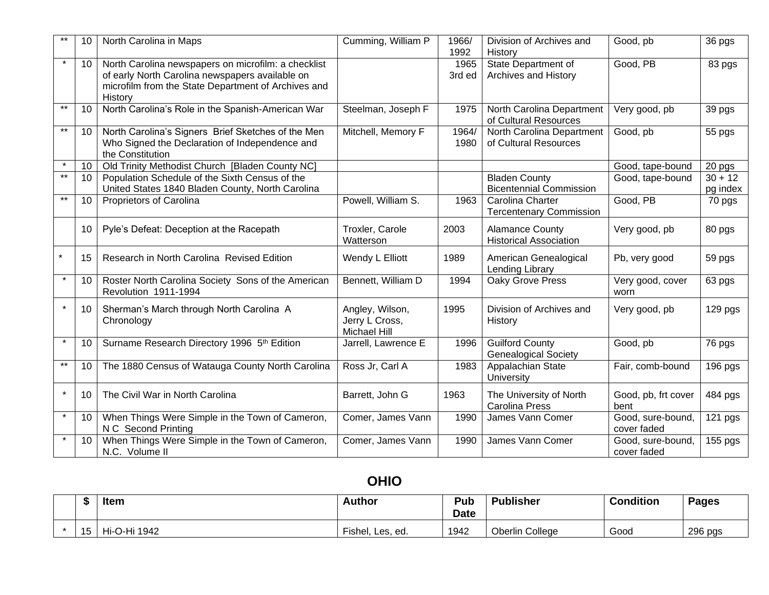| | | | | | | | |
|---|---|---|---|---|---|---|---|
| ** | 10 | North Carolina in Maps | Cumming, William P | 1966/ 1992 | Division of Archives and History | Good, pb | 36 pgs |
| * | 10 | North Carolina newspapers on microfilm: a checklist of early North Carolina newspapers available on microfilm from the State Department of Archives and History | | 1965 3rd ed | State Department of Archives and History | Good, PB | 83 pgs |
| ** | 10 | North Carolina's Role in the Spanish-American War | Steelman, Joseph F | 1975 | North Carolina Department of Cultural Resources | Very good, pb | 39 pgs |
| ** | 10 | North Carolina's Signers Brief Sketches of the Men Who Signed the Declaration of Independence and the Constitution | Mitchell, Memory F | 1964/ 1980 | North Carolina Department of Cultural Resources | Good, pb | 55 pgs |
| * | 10 | Old Trinity Methodist Church [Bladen County NC] | | | | Good, tape-bound | 20 pgs |
| ** | 10 | Population Schedule of the Sixth Census of the United States 1840 Bladen County, North Carolina | | | Bladen County Bicentennial Commission | Good, tape-bound | 30 + 12 pg index |
| ** | 10 | Proprietors of Carolina | Powell, William S. | 1963 | Carolina Charter Tercentenary Commission | Good, PB | 70 pgs |
| | 10 | Pyle's Defeat: Deception at the Racepath | Troxler, Carole Watterson | 2003 | Alamance County Historical Association | Very good, pb | 80 pgs |
| * | 15 | Research in North Carolina Revised Edition | Wendy L Elliott | 1989 | American Genealogical Lending Library | Pb, very good | 59 pgs |
| * | 10 | Roster North Carolina Society Sons of the American Revolution 1911-1994 | Bennett, William D | 1994 | Oaky Grove Press | Very good, cover worn | 63 pgs |
| * | 10 | Sherman's March through North Carolina A Chronology | Angley, Wilson, Jerry L Cross, Michael Hill | 1995 | Division of Archives and History | Very good, pb | 129 pgs |
| * | 10 | Surname Research Directory 1996 5th Edition | Jarrell, Lawrence E | 1996 | Guilford County Genealogical Society | Good, pb | 76 pgs |
| ** | 10 | The 1880 Census of Watauga County North Carolina | Ross Jr, Carl A | 1983 | Appalachian State University | Fair, comb-bound | 196 pgs |
| * | 10 | The Civil War in North Carolina | Barrett, John G | 1963 | The University of North Carolina Press | Good, pb, frt cover bent | 484 pgs |
| * | 10 | When Things Were Simple in the Town of Cameron, N C Second Printing | Comer, James Vann | 1990 | James Vann Comer | Good, sure-bound, cover faded | 121 pgs |
| * | 10 | When Things Were Simple in the Town of Cameron, N.C. Volume II | Comer, James Vann | 1990 | James Vann Comer | Good, sure-bound, cover faded | 155 pgs |

## OHIO

| | $ | Item | Author | Pub Date | Publisher | Condition | Pages |
|---|---|---|---|---|---|---|---|
| * | 15 | Hi-O-Hi 1942 | Fishel, Les, ed. | 1942 | Oberlin College | Good | 296 pgs |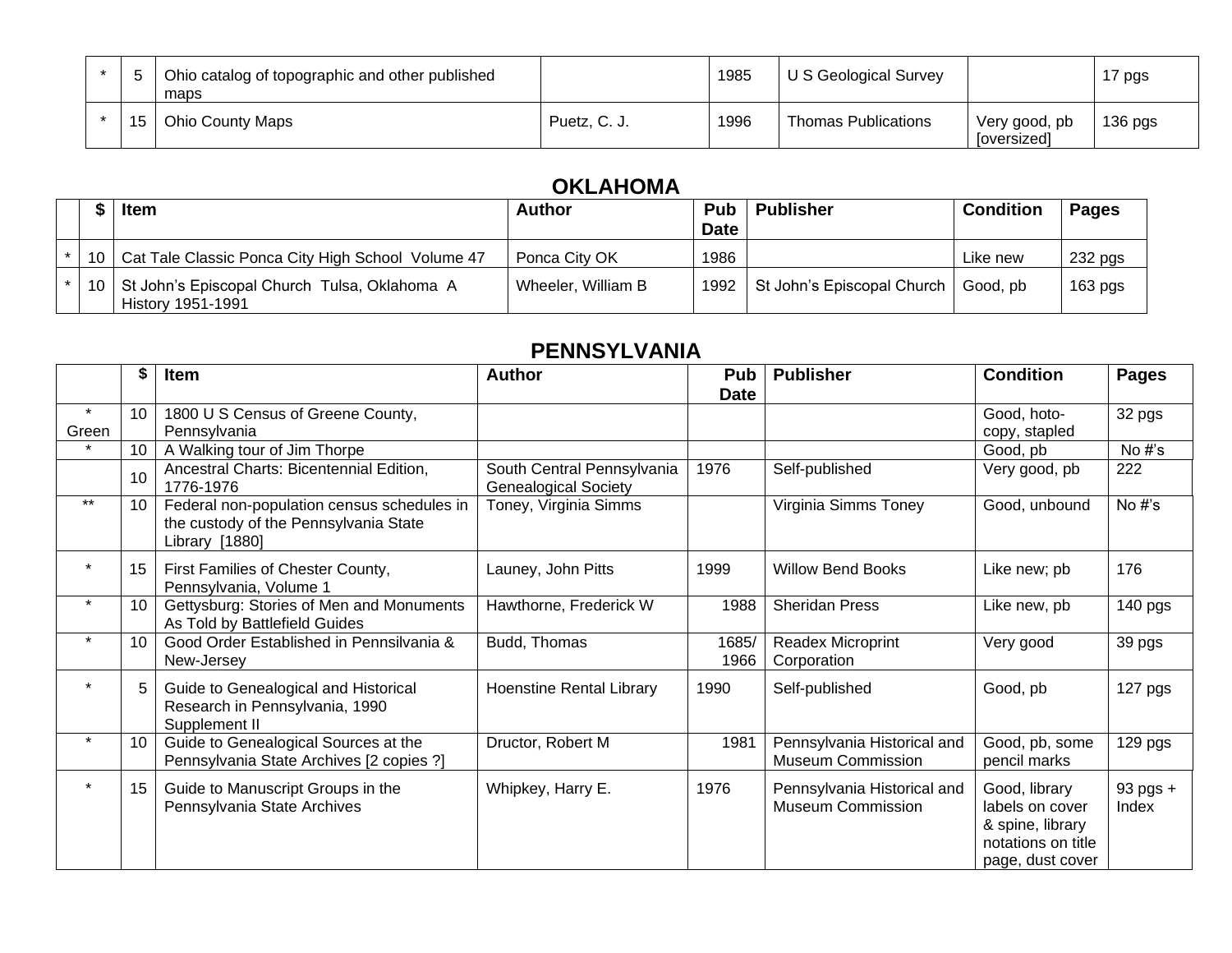| | | | | | | | |
|---|---|---|---|---|---|---|---|
| * | 5 | Ohio catalog of topographic and other published maps | | 1985 | U S Geological Survey | | 17 pgs |
| * | 15 | Ohio County Maps | Puetz, C. J. | 1996 | Thomas Publications | Very good, pb [oversized] | 136 pgs |

## OKLAHOMA

| | $ | Item | Author | Pub Date | Publisher | Condition | Pages |
|---|---|---|---|---|---|---|---|
| * | 10 | Cat Tale Classic Ponca City High School Volume 47 | Ponca City OK | 1986 | | Like new | 232 pgs |
| * | 10 | St John's Episcopal Church Tulsa, Oklahoma A History 1951-1991 | Wheeler, William B | 1992 | St John's Episcopal Church | Good, pb | 163 pgs |

## PENNSYLVANIA

| | $ | Item | Author | Pub Date | Publisher | Condition | Pages |
|---|---|---|---|---|---|---|---|
| * Green | 10 | 1800 U S Census of Greene County, Pennsylvania | | | | Good, hoto-copy, stapled | 32 pgs |
| * | 10 | A Walking tour of Jim Thorpe | | | | Good, pb | No #'s |
| | 10 | Ancestral Charts: Bicentennial Edition, 1776-1976 | South Central Pennsylvania Genealogical Society | 1976 | Self-published | Very good, pb | 222 |
| ** | 10 | Federal non-population census schedules in the custody of the Pennsylvania State Library [1880] | Toney, Virginia Simms | | Virginia Simms Toney | Good, unbound | No #'s |
| * | 15 | First Families of Chester County, Pennsylvania, Volume 1 | Launey, John Pitts | 1999 | Willow Bend Books | Like new; pb | 176 |
| * | 10 | Gettysburg: Stories of Men and Monuments As Told by Battlefield Guides | Hawthorne, Frederick W | 1988 | Sheridan Press | Like new, pb | 140 pgs |
| * | 10 | Good Order Established in Pennsilvania & New-Jersey | Budd, Thomas | 1685/ 1966 | Readex Microprint Corporation | Very good | 39 pgs |
| * | 5 | Guide to Genealogical and Historical Research in Pennsylvania, 1990 Supplement II | Hoenstine Rental Library | 1990 | Self-published | Good, pb | 127 pgs |
| * | 10 | Guide to Genealogical Sources at the Pennsylvania State Archives [2 copies ?] | Dructor, Robert M | 1981 | Pennsylvania Historical and Museum Commission | Good, pb, some pencil marks | 129 pgs |
| * | 15 | Guide to Manuscript Groups in the Pennsylvania State Archives | Whipkey, Harry E. | 1976 | Pennsylvania Historical and Museum Commission | Good, library labels on cover & spine, library notations on title page, dust cover | 93 pgs + Index |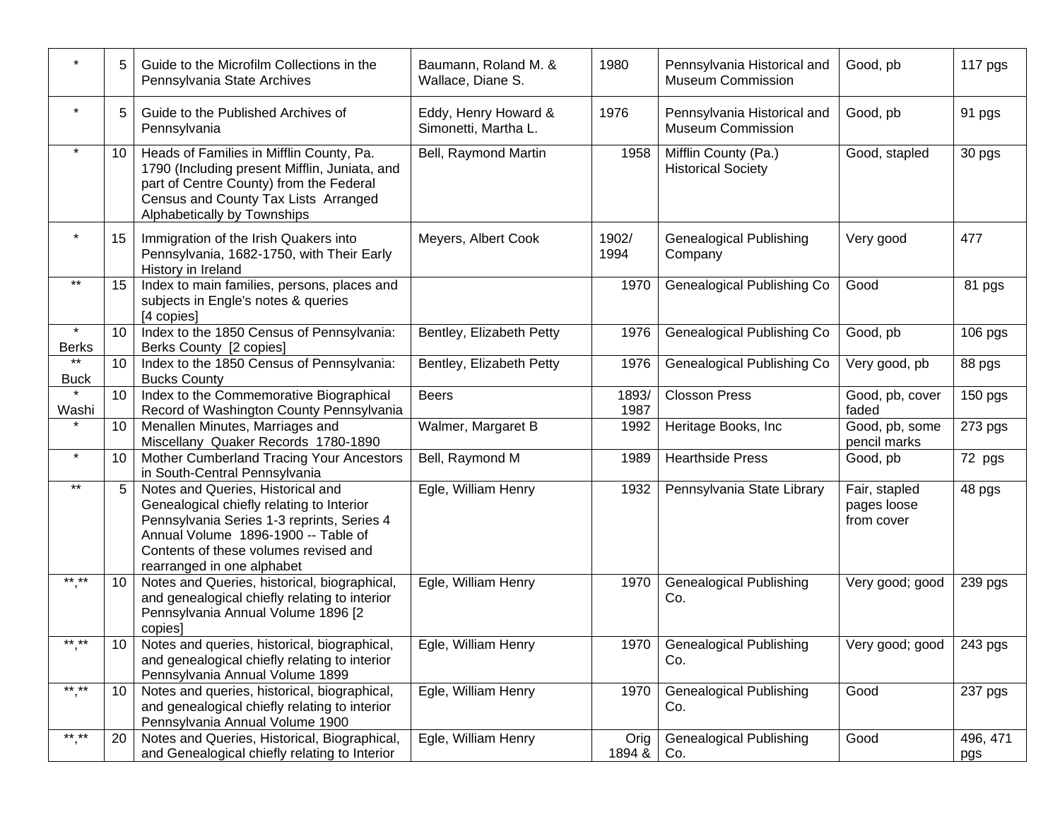| | | | | | | | |
|---|---|---|---|---|---|---|---|
| * | 5 | Guide to the Microfilm Collections in the Pennsylvania State Archives | Baumann, Roland M. & Wallace, Diane S. | 1980 | Pennsylvania Historical and Museum Commission | Good, pb | 117 pgs |
| * | 5 | Guide to the Published Archives of Pennsylvania | Eddy, Henry Howard & Simonetti, Martha L. | 1976 | Pennsylvania Historical and Museum Commission | Good, pb | 91 pgs |
| * | 10 | Heads of Families in Mifflin County, Pa. 1790 (Including present Mifflin, Juniata, and part of Centre County) from the Federal Census and County Tax Lists Arranged Alphabetically by Townships | Bell, Raymond Martin | 1958 | Mifflin County (Pa.) Historical Society | Good, stapled | 30 pgs |
| * | 15 | Immigration of the Irish Quakers into Pennsylvania, 1682-1750, with Their Early History in Ireland | Meyers, Albert Cook | 1902/ 1994 | Genealogical Publishing Company | Very good | 477 |
| ** | 15 | Index to main families, persons, places and subjects in Engle's notes & queries [4 copies] | | 1970 | Genealogical Publishing Co | Good | 81 pgs |
| * Berks | 10 | Index to the 1850 Census of Pennsylvania: Berks County [2 copies] | Bentley, Elizabeth Petty | 1976 | Genealogical Publishing Co | Good, pb | 106 pgs |
| ** Buck | 10 | Index to the 1850 Census of Pennsylvania: Bucks County | Bentley, Elizabeth Petty | 1976 | Genealogical Publishing Co | Very good, pb | 88 pgs |
| * Washi | 10 | Index to the Commemorative Biographical Record of Washington County Pennsylvania | Beers | 1893/ 1987 | Closson Press | Good, pb, cover faded | 150 pgs |
| * | 10 | Menallen Minutes, Marriages and Miscellany Quaker Records 1780-1890 | Walmer, Margaret B | 1992 | Heritage Books, Inc | Good, pb, some pencil marks | 273 pgs |
| * | 10 | Mother Cumberland Tracing Your Ancestors in South-Central Pennsylvania | Bell, Raymond M | 1989 | Hearthside Press | Good, pb | 72 pgs |
| ** | 5 | Notes and Queries, Historical and Genealogical chiefly relating to Interior Pennsylvania Series 1-3 reprints, Series 4 Annual Volume 1896-1900 -- Table of Contents of these volumes revised and rearranged in one alphabet | Egle, William Henry | 1932 | Pennsylvania State Library | Fair, stapled pages loose from cover | 48 pgs |
| **,** | 10 | Notes and Queries, historical, biographical, and genealogical chiefly relating to interior Pennsylvania Annual Volume 1896 [2 copies] | Egle, William Henry | 1970 | Genealogical Publishing Co. | Very good; good | 239 pgs |
| **,** | 10 | Notes and queries, historical, biographical, and genealogical chiefly relating to interior Pennsylvania Annual Volume 1899 | Egle, William Henry | 1970 | Genealogical Publishing Co. | Very good; good | 243 pgs |
| **,** | 10 | Notes and queries, historical, biographical, and genealogical chiefly relating to interior Pennsylvania Annual Volume 1900 | Egle, William Henry | 1970 | Genealogical Publishing Co. | Good | 237 pgs |
| **,** | 20 | Notes and Queries, Historical, Biographical, and Genealogical chiefly relating to Interior | Egle, William Henry | Orig 1894 & | Genealogical Publishing Co. | Good | 496, 471 pgs |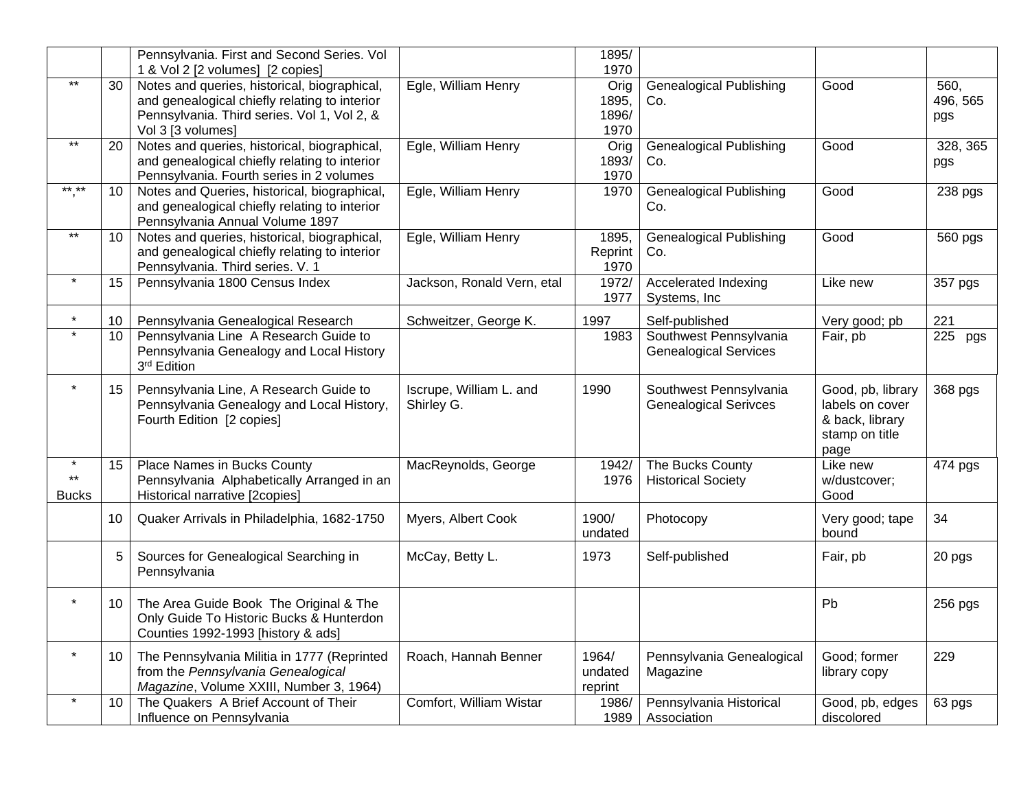|  |  | Pennsylvania. First and Second Series. Vol 1 & Vol 2 [2 volumes] [2 copies] |  | 1895/ 1970 |  |  |  |
|---|---|---|---|---|---|---|---|
| ** | 30 | Notes and queries, historical, biographical, and genealogical chiefly relating to interior Pennsylvania. Third series. Vol 1, Vol 2, & Vol 3 [3 volumes] | Egle, William Henry | Orig 1895, 1896/ 1970 | Genealogical Publishing Co. | Good | 560, 496, 565 pgs |
| ** | 20 | Notes and queries, historical, biographical, and genealogical chiefly relating to interior Pennsylvania. Fourth series in 2 volumes | Egle, William Henry | Orig 1893/ 1970 | Genealogical Publishing Co. | Good | 328, 365 pgs |
| **,** | 10 | Notes and Queries, historical, biographical, and genealogical chiefly relating to interior Pennsylvania Annual Volume 1897 | Egle, William Henry | 1970 | Genealogical Publishing Co. | Good | 238 pgs |
| ** | 10 | Notes and queries, historical, biographical, and genealogical chiefly relating to interior Pennsylvania. Third series. V. 1 | Egle, William Henry | 1895, Reprint 1970 | Genealogical Publishing Co. | Good | 560 pgs |
| * | 15 | Pennsylvania 1800 Census Index | Jackson, Ronald Vern, etal | 1972/ 1977 | Accelerated Indexing Systems, Inc | Like new | 357 pgs |
| * | 10 | Pennsylvania Genealogical Research | Schweitzer, George K. | 1997 | Self-published | Very good; pb | 221 |
| * | 10 | Pennsylvania Line A Research Guide to Pennsylvania Genealogy and Local History 3rd Edition |  | 1983 | Southwest Pennsylvania Genealogical Services | Fair, pb | 225 pgs |
| * | 15 | Pennsylvania Line, A Research Guide to Pennsylvania Genealogy and Local History, Fourth Edition [2 copies] | Iscrupe, William L. and Shirley G. | 1990 | Southwest Pennsylvania Genealogical Serivces | Good, pb, library labels on cover & back, library stamp on title page | 368 pgs |
| * ** Bucks | 15 | Place Names in Bucks County Pennsylvania Alphabetically Arranged in an Historical narrative [2copies] | MacReynolds, George | 1942/ 1976 | The Bucks County Historical Society | Like new w/dustcover; Good | 474 pgs |
|  | 10 | Quaker Arrivals in Philadelphia, 1682-1750 | Myers, Albert Cook | 1900/ undated | Photocopy | Very good; tape bound | 34 |
|  | 5 | Sources for Genealogical Searching in Pennsylvania | McCay, Betty L. | 1973 | Self-published | Fair, pb | 20 pgs |
| * | 10 | The Area Guide Book The Original & The Only Guide To Historic Bucks & Hunterdon Counties 1992-1993 [history & ads] |  |  |  | Pb | 256 pgs |
| * | 10 | The Pennsylvania Militia in 1777 (Reprinted from the *Pennsylvania Genealogical Magazine*, Volume XXIII, Number 3, 1964) | Roach, Hannah Benner | 1964/ undated reprint | Pennsylvania Genealogical Magazine | Good; former library copy | 229 |
| * | 10 | The Quakers A Brief Account of Their Influence on Pennsylvania | Comfort, William Wistar | 1986/ 1989 | Pennsylvania Historical Association | Good, pb, edges discolored | 63 pgs |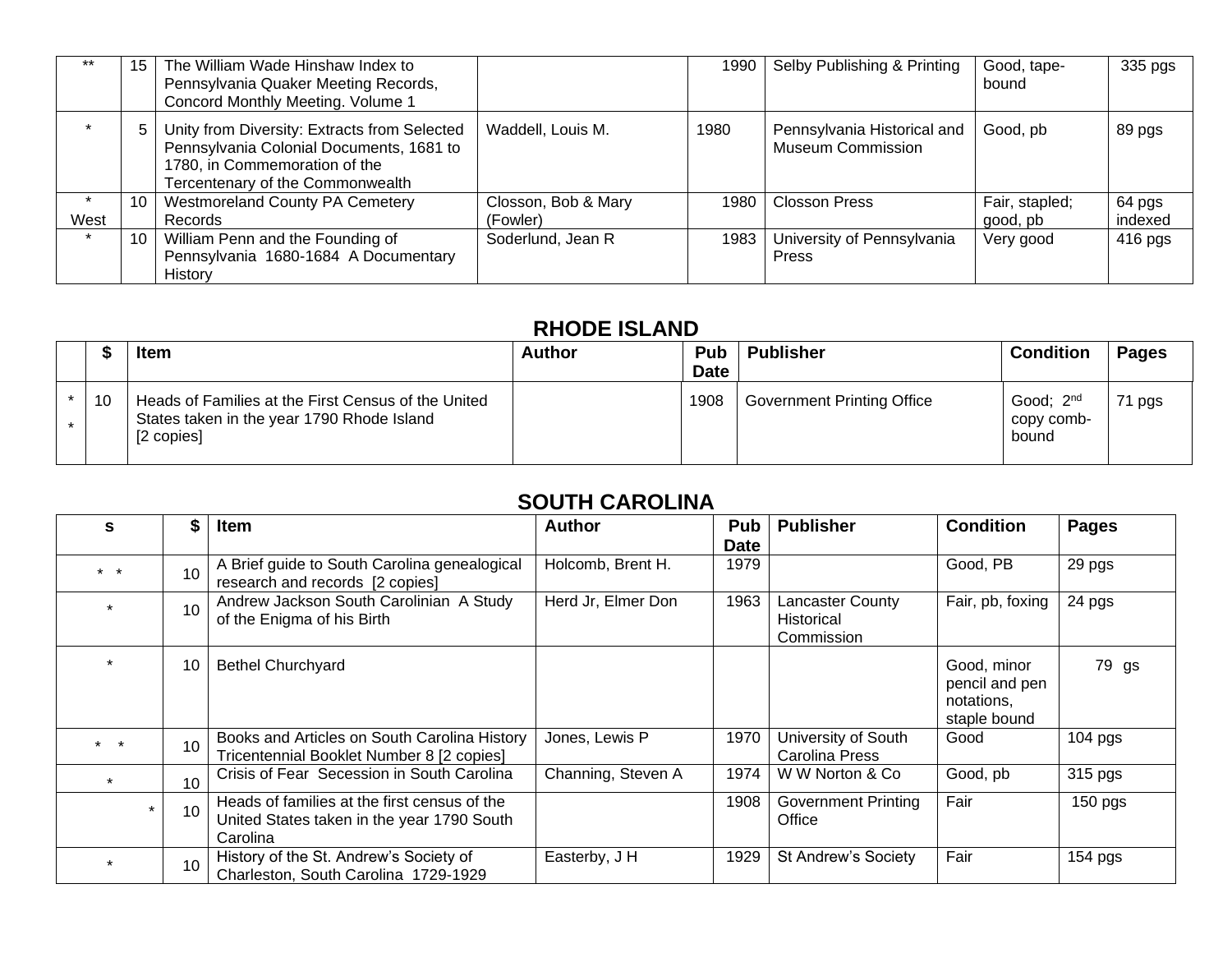| | | | | | | | |
|---|---|---|---|---|---|---|---|
| ** | 15 | The William Wade Hinshaw Index to Pennsylvania Quaker Meeting Records, Concord Monthly Meeting. Volume 1 | | 1990 | Selby Publishing & Printing | Good, tape-bound | 335 pgs |
| * | 5 | Unity from Diversity: Extracts from Selected Pennsylvania Colonial Documents, 1681 to 1780, in Commemoration of the Tercentenary of the Commonwealth | Waddell, Louis M. | 1980 | Pennsylvania Historical and Museum Commission | Good, pb | 89 pgs |
| * West | 10 | Westmoreland County PA Cemetery Records | Closson, Bob & Mary (Fowler) | 1980 | Closson Press | Fair, stapled; good, pb | 64 pgs indexed |
| * | 10 | William Penn and the Founding of Pennsylvania 1680-1684 A Documentary History | Soderlund, Jean R | 1983 | University of Pennsylvania Press | Very good | 416 pgs |

## RHODE ISLAND

| | $ | Item | Author | Pub Date | Publisher | Condition | Pages |
|---|---|---|---|---|---|---|---|
| * * | 10 | Heads of Families at the First Census of the United States taken in the year 1790 Rhode Island [2 copies] | | 1908 | Government Printing Office | Good; 2nd copy comb-bound | 71 pgs |

## SOUTH CAROLINA

| s | $ | Item | Author | Pub Date | Publisher | Condition | Pages |
|---|---|---|---|---|---|---|---|
| * * | 10 | A Brief guide to South Carolina genealogical research and records [2 copies] | Holcomb, Brent H. | 1979 | | Good, PB | 29 pgs |
| * | 10 | Andrew Jackson South Carolinian A Study of the Enigma of his Birth | Herd Jr, Elmer Don | 1963 | Lancaster County Historical Commission | Fair, pb, foxing | 24 pgs |
| * | 10 | Bethel Churchyard | | | | Good, minor pencil and pen notations, staple bound | 79 gs |
| * * | 10 | Books and Articles on South Carolina History Tricentennial Booklet Number 8 [2 copies] | Jones, Lewis P | 1970 | University of South Carolina Press | Good | 104 pgs |
| * | 10 | Crisis of Fear Secession in South Carolina | Channing, Steven A | 1974 | W W Norton & Co | Good, pb | 315 pgs |
| * | 10 | Heads of families at the first census of the United States taken in the year 1790 South Carolina | | 1908 | Government Printing Office | Fair | 150 pgs |
| * | 10 | History of the St. Andrew's Society of Charleston, South Carolina 1729-1929 | Easterby, J H | 1929 | St Andrew's Society | Fair | 154 pgs |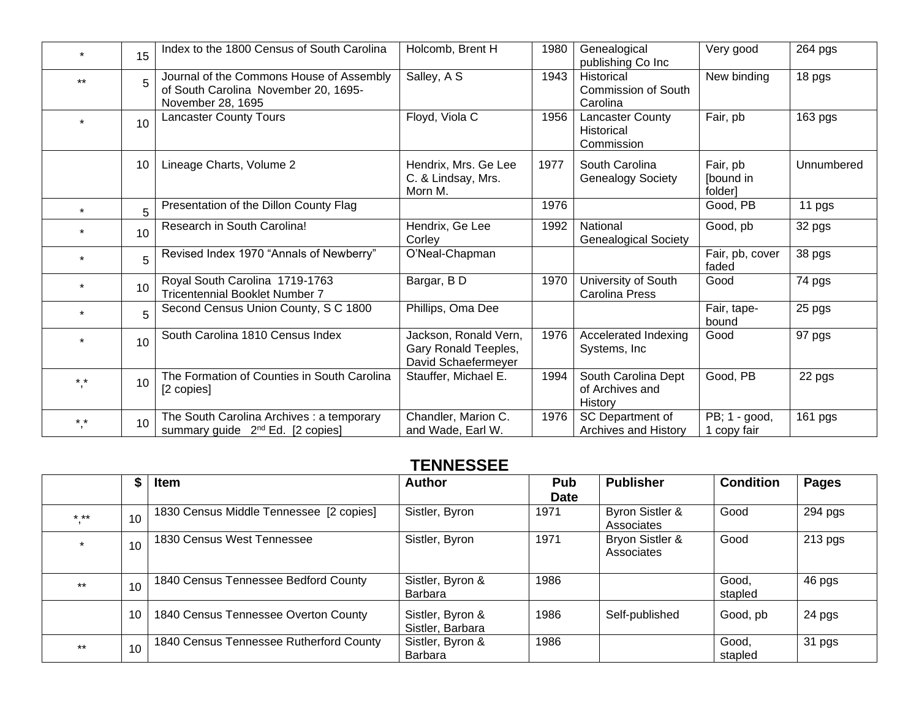| | | | | | | | |
|---|---|---|---|---|---|---|---|
| * | 15 | Index to the 1800 Census of South Carolina | Holcomb, Brent H | 1980 | Genealogical publishing Co Inc | Very good | 264 pgs |
| ** | 5 | Journal of the Commons House of Assembly of South Carolina November 20, 1695-November 28, 1695 | Salley, A S | 1943 | Historical Commission of South Carolina | New binding | 18 pgs |
| * | 10 | Lancaster County Tours | Floyd, Viola C | 1956 | Lancaster County Historical Commission | Fair, pb | 163 pgs |
| | 10 | Lineage Charts, Volume 2 | Hendrix, Mrs. Ge Lee C. & Lindsay, Mrs. Morn M. | 1977 | South Carolina Genealogy Society | Fair, pb [bound in folder] | Unnumbered |
| * | 5 | Presentation of the Dillon County Flag | | 1976 | | Good, PB | 11 pgs |
| * | 10 | Research in South Carolina! | Hendrix, Ge Lee Corley | 1992 | National Genealogical Society | Good, pb | 32 pgs |
| * | 5 | Revised Index 1970 "Annals of Newberry" | O'Neal-Chapman | | | Fair, pb, cover faded | 38 pgs |
| * | 10 | Royal South Carolina 1719-1763 Tricentennial Booklet Number 7 | Bargar, B D | 1970 | University of South Carolina Press | Good | 74 pgs |
| * | 5 | Second Census Union County, S C 1800 | Phillips, Oma Dee | | | Fair, tape-bound | 25 pgs |
| * | 10 | South Carolina 1810 Census Index | Jackson, Ronald Vern, Gary Ronald Teeples, David Schaefermeyer | 1976 | Accelerated Indexing Systems, Inc | Good | 97 pgs |
| *,* | 10 | The Formation of Counties in South Carolina [2 copies] | Stauffer, Michael E. | 1994 | South Carolina Dept of Archives and History | Good, PB | 22 pgs |
| *,* | 10 | The South Carolina Archives : a temporary summary guide 2nd Ed. [2 copies] | Chandler, Marion C. and Wade, Earl W. | 1976 | SC Department of Archives and History | PB; 1 - good, 1 copy fair | 161 pgs |

## TENNESSEE

| | $ | Item | Author | Pub Date | Publisher | Condition | Pages |
|---|---|---|---|---|---|---|---|
| *,** | 10 | 1830 Census Middle Tennessee [2 copies] | Sistler, Byron | 1971 | Byron Sistler & Associates | Good | 294 pgs |
| * | 10 | 1830 Census West Tennessee | Sistler, Byron | 1971 | Bryon Sistler & Associates | Good | 213 pgs |
| ** | 10 | 1840 Census Tennessee Bedford County | Sistler, Byron & Barbara | 1986 | | Good, stapled | 46 pgs |
| | 10 | 1840 Census Tennessee Overton County | Sistler, Byron & Sistler, Barbara | 1986 | Self-published | Good, pb | 24 pgs |
| ** | 10 | 1840 Census Tennessee Rutherford County | Sistler, Byron & Barbara | 1986 | | Good, stapled | 31 pgs |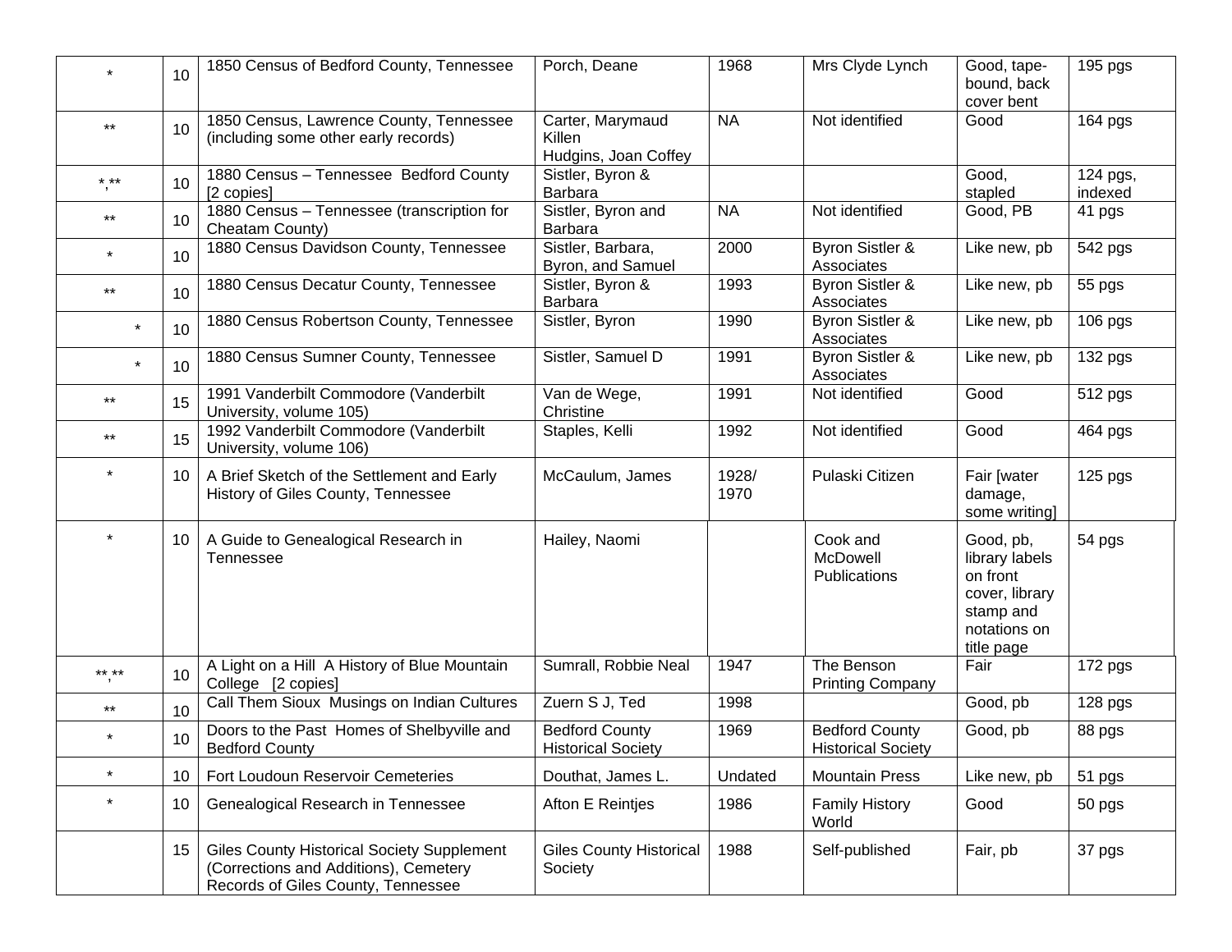| | | | | | | | |
|---|---|---|---|---|---|---|---|
| * | 10 | 1850 Census of Bedford County, Tennessee | Porch, Deane | 1968 | Mrs Clyde Lynch | Good, tape-bound, back cover bent | 195 pgs |
| ** | 10 | 1850 Census, Lawrence County, Tennessee (including some other early records) | Carter, Marymaud Killen Hudgins, Joan Coffey | NA | Not identified | Good | 164 pgs |
| *,** | 10 | 1880 Census – Tennessee Bedford County [2 copies] | Sistler, Byron & Barbara | | | Good, stapled | 124 pgs, indexed |
| ** | 10 | 1880 Census – Tennessee (transcription for Cheatam County) | Sistler, Byron and Barbara | NA | Not identified | Good, PB | 41 pgs |
| * | 10 | 1880 Census Davidson County, Tennessee | Sistler, Barbara, Byron, and Samuel | 2000 | Byron Sistler & Associates | Like new, pb | 542 pgs |
| ** | 10 | 1880 Census Decatur County, Tennessee | Sistler, Byron & Barbara | 1993 | Byron Sistler & Associates | Like new, pb | 55 pgs |
| * | 10 | 1880 Census Robertson County, Tennessee | Sistler, Byron | 1990 | Byron Sistler & Associates | Like new, pb | 106 pgs |
| * | 10 | 1880 Census Sumner County, Tennessee | Sistler, Samuel D | 1991 | Byron Sistler & Associates | Like new, pb | 132 pgs |
| ** | 15 | 1991 Vanderbilt Commodore (Vanderbilt University, volume 105) | Van de Wege, Christine | 1991 | Not identified | Good | 512 pgs |
| ** | 15 | 1992 Vanderbilt Commodore (Vanderbilt University, volume 106) | Staples, Kelli | 1992 | Not identified | Good | 464 pgs |
| * | 10 | A Brief Sketch of the Settlement and Early History of Giles County, Tennessee | McCaulum, James | 1928/ 1970 | Pulaski Citizen | Fair [water damage, some writing] | 125 pgs |
| * | 10 | A Guide to Genealogical Research in Tennessee | Hailey, Naomi | | Cook and McDowell Publications | Good, pb, library labels on front cover, library stamp and notations on title page | 54 pgs |
| **,** | 10 | A Light on a Hill A History of Blue Mountain College [2 copies] | Sumrall, Robbie Neal | 1947 | The Benson Printing Company | Fair | 172 pgs |
| ** | 10 | Call Them Sioux Musings on Indian Cultures | Zuern S J, Ted | 1998 | | Good, pb | 128 pgs |
| * | 10 | Doors to the Past Homes of Shelbyville and Bedford County | Bedford County Historical Society | 1969 | Bedford County Historical Society | Good, pb | 88 pgs |
| * | 10 | Fort Loudoun Reservoir Cemeteries | Douthat, James L. | Undated | Mountain Press | Like new, pb | 51 pgs |
| * | 10 | Genealogical Research in Tennessee | Afton E Reintjes | 1986 | Family History World | Good | 50 pgs |
| | 15 | Giles County Historical Society Supplement (Corrections and Additions), Cemetery Records of Giles County, Tennessee | Giles County Historical Society | 1988 | Self-published | Fair, pb | 37 pgs |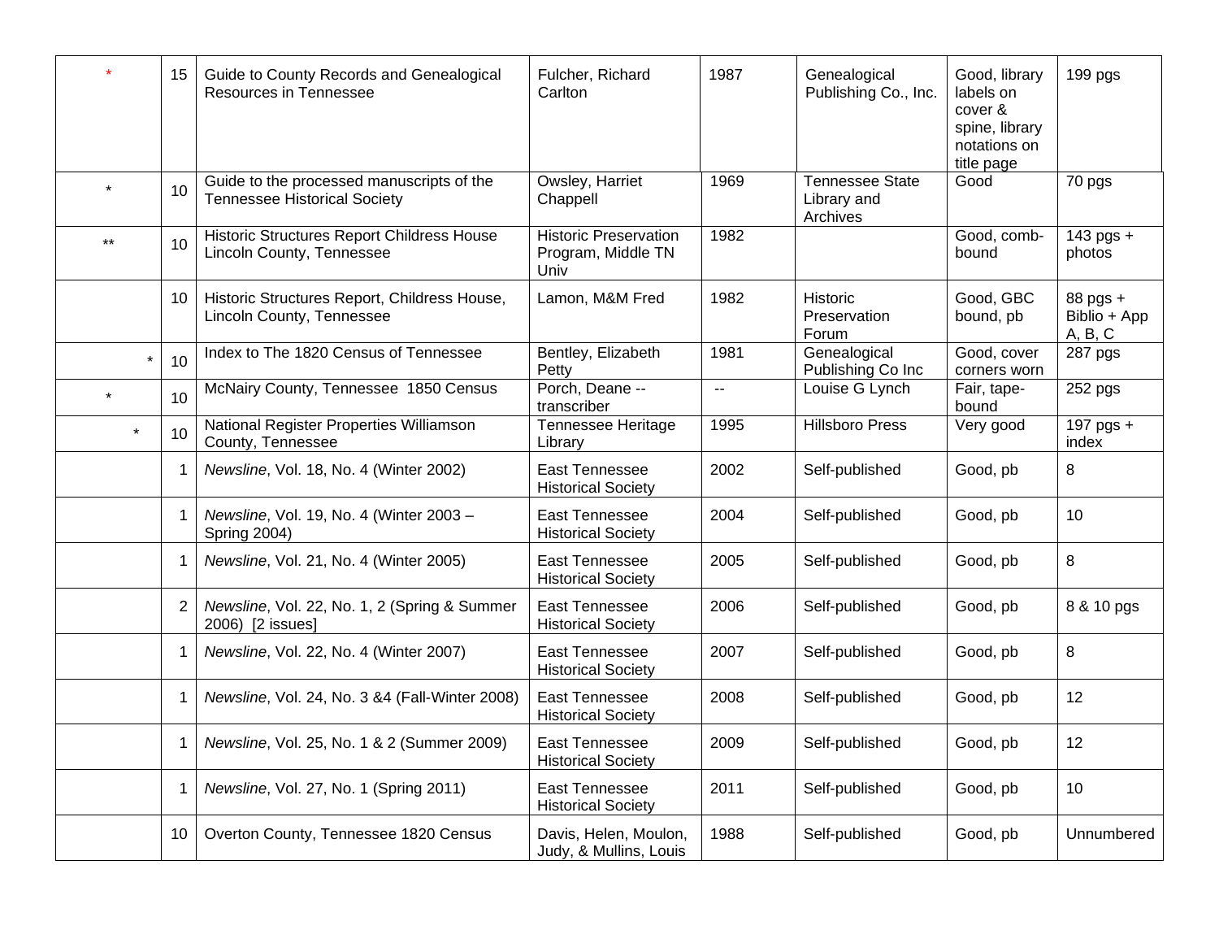| | | | | | | | |
|---|---|---|---|---|---|---|---|
| * | 15 | Guide to County Records and Genealogical Resources in Tennessee | Fulcher, Richard Carlton | 1987 | Genealogical Publishing Co., Inc. | Good, library labels on cover & spine, library notations on title page | 199 pgs |
| * | 10 | Guide to the processed manuscripts of the Tennessee Historical Society | Owsley, Harriet Chappell | 1969 | Tennessee State Library and Archives | Good | 70 pgs |
| ** | 10 | Historic Structures Report Childress House Lincoln County, Tennessee | Historic Preservation Program, Middle TN Univ | 1982 | | Good, comb-bound | 143 pgs + photos |
| | 10 | Historic Structures Report, Childress House, Lincoln County, Tennessee | Lamon, M&M Fred | 1982 | Historic Preservation Forum | Good, GBC bound, pb | 88 pgs + Biblio + App A, B, C |
| * | 10 | Index to The 1820 Census of Tennessee | Bentley, Elizabeth Petty | 1981 | Genealogical Publishing Co Inc | Good, cover corners worn | 287 pgs |
| * | 10 | McNairy County, Tennessee 1850 Census | Porch, Deane -- transcriber | -- | Louise G Lynch | Fair, tape-bound | 252 pgs |
| * | 10 | National Register Properties Williamson County, Tennessee | Tennessee Heritage Library | 1995 | Hillsboro Press | Very good | 197 pgs + index |
| | 1 | *Newsline*, Vol. 18, No. 4 (Winter 2002) | East Tennessee Historical Society | 2002 | Self-published | Good, pb | 8 |
| | 1 | *Newsline*, Vol. 19, No. 4 (Winter 2003 – Spring 2004) | East Tennessee Historical Society | 2004 | Self-published | Good, pb | 10 |
| | 1 | *Newsline*, Vol. 21, No. 4 (Winter 2005) | East Tennessee Historical Society | 2005 | Self-published | Good, pb | 8 |
| | 2 | *Newsline*, Vol. 22, No. 1, 2 (Spring & Summer 2006) [2 issues] | East Tennessee Historical Society | 2006 | Self-published | Good, pb | 8 & 10 pgs |
| | 1 | *Newsline*, Vol. 22, No. 4 (Winter 2007) | East Tennessee Historical Society | 2007 | Self-published | Good, pb | 8 |
| | 1 | *Newsline*, Vol. 24, No. 3 &4 (Fall-Winter 2008) | East Tennessee Historical Society | 2008 | Self-published | Good, pb | 12 |
| | 1 | *Newsline*, Vol. 25, No. 1 & 2 (Summer 2009) | East Tennessee Historical Society | 2009 | Self-published | Good, pb | 12 |
| | 1 | *Newsline*, Vol. 27, No. 1 (Spring 2011) | East Tennessee Historical Society | 2011 | Self-published | Good, pb | 10 |
| | 10 | Overton County, Tennessee 1820 Census | Davis, Helen, Moulon, Judy, & Mullins, Louis | 1988 | Self-published | Good, pb | Unnumbered |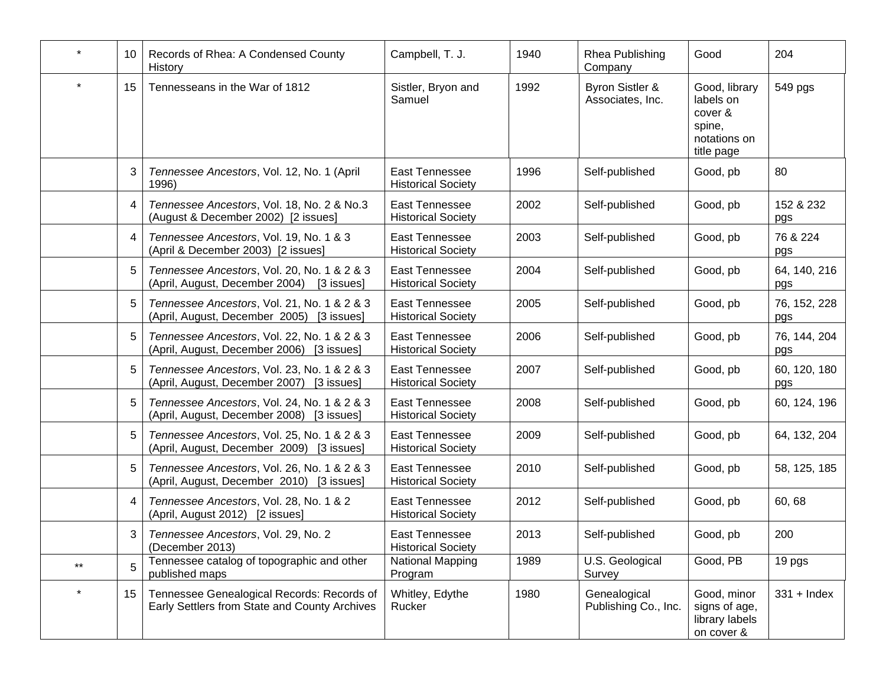| | | | | | | | |
|---|---|---|---|---|---|---|---|
| * | 10 | Records of Rhea: A Condensed County History | Campbell, T. J. | 1940 | Rhea Publishing Company | Good | 204 |
| * | 15 | Tennesseans in the War of 1812 | Sistler, Bryon and Samuel | 1992 | Byron Sistler & Associates, Inc. | Good, library labels on cover & spine, notations on title page | 549 pgs |
| | 3 | *Tennessee Ancestors*, Vol. 12, No. 1 (April 1996) | East Tennessee Historical Society | 1996 | Self-published | Good, pb | 80 |
| | 4 | *Tennessee Ancestors*, Vol. 18, No. 2 & No.3 (August & December 2002) [2 issues] | East Tennessee Historical Society | 2002 | Self-published | Good, pb | 152 & 232 pgs |
| | 4 | *Tennessee Ancestors*, Vol. 19, No. 1 & 3 (April & December 2003) [2 issues] | East Tennessee Historical Society | 2003 | Self-published | Good, pb | 76 & 224 pgs |
| | 5 | *Tennessee Ancestors*, Vol. 20, No. 1 & 2 & 3 (April, August, December 2004) [3 issues] | East Tennessee Historical Society | 2004 | Self-published | Good, pb | 64, 140, 216 pgs |
| | 5 | *Tennessee Ancestors*, Vol. 21, No. 1 & 2 & 3 (April, August, December 2005) [3 issues] | East Tennessee Historical Society | 2005 | Self-published | Good, pb | 76, 152, 228 pgs |
| | 5 | *Tennessee Ancestors*, Vol. 22, No. 1 & 2 & 3 (April, August, December 2006) [3 issues] | East Tennessee Historical Society | 2006 | Self-published | Good, pb | 76, 144, 204 pgs |
| | 5 | *Tennessee Ancestors*, Vol. 23, No. 1 & 2 & 3 (April, August, December 2007) [3 issues] | East Tennessee Historical Society | 2007 | Self-published | Good, pb | 60, 120, 180 pgs |
| | 5 | *Tennessee Ancestors*, Vol. 24, No. 1 & 2 & 3 (April, August, December 2008) [3 issues] | East Tennessee Historical Society | 2008 | Self-published | Good, pb | 60, 124, 196 |
| | 5 | *Tennessee Ancestors*, Vol. 25, No. 1 & 2 & 3 (April, August, December 2009) [3 issues] | East Tennessee Historical Society | 2009 | Self-published | Good, pb | 64, 132, 204 |
| | 5 | *Tennessee Ancestors*, Vol. 26, No. 1 & 2 & 3 (April, August, December 2010) [3 issues] | East Tennessee Historical Society | 2010 | Self-published | Good, pb | 58, 125, 185 |
| | 4 | *Tennessee Ancestors*, Vol. 28, No. 1 & 2 (April, August 2012) [2 issues] | East Tennessee Historical Society | 2012 | Self-published | Good, pb | 60, 68 |
| | 3 | *Tennessee Ancestors*, Vol. 29, No. 2 (December 2013) | East Tennessee Historical Society | 2013 | Self-published | Good, pb | 200 |
| ** | 5 | Tennessee catalog of topographic and other published maps | National Mapping Program | 1989 | U.S. Geological Survey | Good, PB | 19 pgs |
| * | 15 | Tennessee Genealogical Records: Records of Early Settlers from State and County Archives | Whitley, Edythe Rucker | 1980 | Genealogical Publishing Co., Inc. | Good, minor signs of age, library labels on cover & | 331 + Index |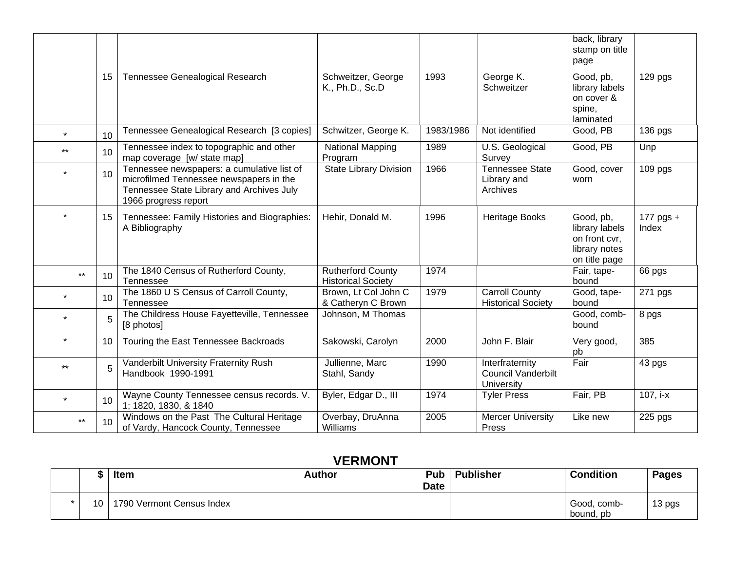|  |  |  |  |  |  | back, library stamp on title page |  |
|---|---|---|---|---|---|---|---|
|  | 15 | Tennessee Genealogical Research | Schweitzer, George K., Ph.D., Sc.D | 1993 | George K. Schweitzer | Good, pb, library labels on cover & spine, laminated | 129 pgs |
| * | 10 | Tennessee Genealogical Research [3 copies] | Schwitzer, George K. | 1983/1986 | Not identified | Good, PB | 136 pgs |
| ** | 10 | Tennessee index to topographic and other map coverage [w/ state map] | National Mapping Program | 1989 | U.S. Geological Survey | Good, PB | Unp |
| * | 10 | Tennessee newspapers: a cumulative list of microfilmed Tennessee newspapers in the Tennessee State Library and Archives July 1966 progress report | State Library Division | 1966 | Tennessee State Library and Archives | Good, cover worn | 109 pgs |
| * | 15 | Tennessee: Family Histories and Biographies: A Bibliography | Hehir, Donald M. | 1996 | Heritage Books | Good, pb, library labels on front cvr, library notes on title page | 177 pgs + Index |
| ** | 10 | The 1840 Census of Rutherford County, Tennessee | Rutherford County Historical Society | 1974 |  | Fair, tape-bound | 66 pgs |
| * | 10 | The 1860 U S Census of Carroll County, Tennessee | Brown, Lt Col John C & Catheryn C Brown | 1979 | Carroll County Historical Society | Good, tape-bound | 271 pgs |
| * | 5 | The Childress House Fayetteville, Tennessee [8 photos] | Johnson, M Thomas |  |  | Good, comb-bound | 8 pgs |
| * | 10 | Touring the East Tennessee Backroads | Sakowski, Carolyn | 2000 | John F. Blair | Very good, pb | 385 |
| ** | 5 | Vanderbilt University Fraternity Rush Handbook 1990-1991 | Jullienne, Marc Stahl, Sandy | 1990 | Interfraternity Council Vanderbilt University | Fair | 43 pgs |
| * | 10 | Wayne County Tennessee census records. V. 1; 1820, 1830, & 1840 | Byler, Edgar D., III | 1974 | Tyler Press | Fair, PB | 107, i-x |
| ** | 10 | Windows on the Past The Cultural Heritage of Vardy, Hancock County, Tennessee | Overbay, DruAnna Williams | 2005 | Mercer University Press | Like new | 225 pgs |

## VERMONT

|  | $ | Item | Author | Pub Date | Publisher | Condition | Pages |
|---|---|---|---|---|---|---|---|
| * | 10 | 1790 Vermont Census Index |  |  |  | Good, comb-bound, pb | 13 pgs |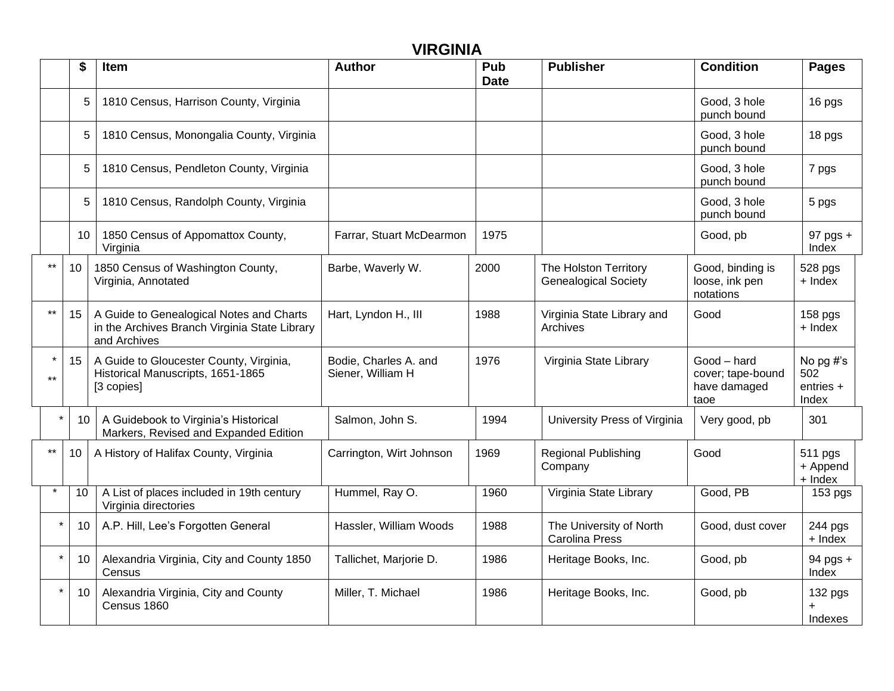# VIRGINIA

| | $ | Item | Author | Pub Date | Publisher | Condition | Pages |
|---|---|---|---|---|---|---|---|
| | 5 | 1810 Census, Harrison County, Virginia | | | | Good, 3 hole punch bound | 16 pgs |
| | 5 | 1810 Census, Monongalia County, Virginia | | | | Good, 3 hole punch bound | 18 pgs |
| | 5 | 1810 Census, Pendleton County, Virginia | | | | Good, 3 hole punch bound | 7 pgs |
| | 5 | 1810 Census, Randolph County, Virginia | | | | Good, 3 hole punch bound | 5 pgs |
| | 10 | 1850 Census of Appomattox County, Virginia | Farrar, Stuart McDearmon | 1975 | | Good, pb | 97 pgs + Index |
| ** | 10 | 1850 Census of Washington County, Virginia, Annotated | Barbe, Waverly W. | 2000 | The Holston Territory Genealogical Society | Good, binding is loose, ink pen notations | 528 pgs + Index |
| ** | 15 | A Guide to Genealogical Notes and Charts in the Archives Branch Virginia State Library and Archives | Hart, Lyndon H., III | 1988 | Virginia State Library and Archives | Good | 158 pgs + Index |
| * ** | 15 | A Guide to Gloucester County, Virginia, Historical Manuscripts, 1651-1865 [3 copies] | Bodie, Charles A. and Siener, William H | 1976 | Virginia State Library | Good – hard cover; tape-bound have damaged taoe | No pg #'s 502 entries + Index |
| * | 10 | A Guidebook to Virginia's Historical Markers, Revised and Expanded Edition | Salmon, John S. | 1994 | University Press of Virginia | Very good, pb | 301 |
| ** | 10 | A History of Halifax County, Virginia | Carrington, Wirt Johnson | 1969 | Regional Publishing Company | Good | 511 pgs + Append + Index |
| * | 10 | A List of places included in 19th century Virginia directories | Hummel, Ray O. | 1960 | Virginia State Library | Good, PB | 153 pgs |
| * | 10 | A.P. Hill, Lee's Forgotten General | Hassler, William Woods | 1988 | The University of North Carolina Press | Good, dust cover | 244 pgs + Index |
| * | 10 | Alexandria Virginia, City and County 1850 Census | Tallichet, Marjorie D. | 1986 | Heritage Books, Inc. | Good, pb | 94 pgs + Index |
| * | 10 | Alexandria Virginia, City and County Census 1860 | Miller, T. Michael | 1986 | Heritage Books, Inc. | Good, pb | 132 pgs + Indexes |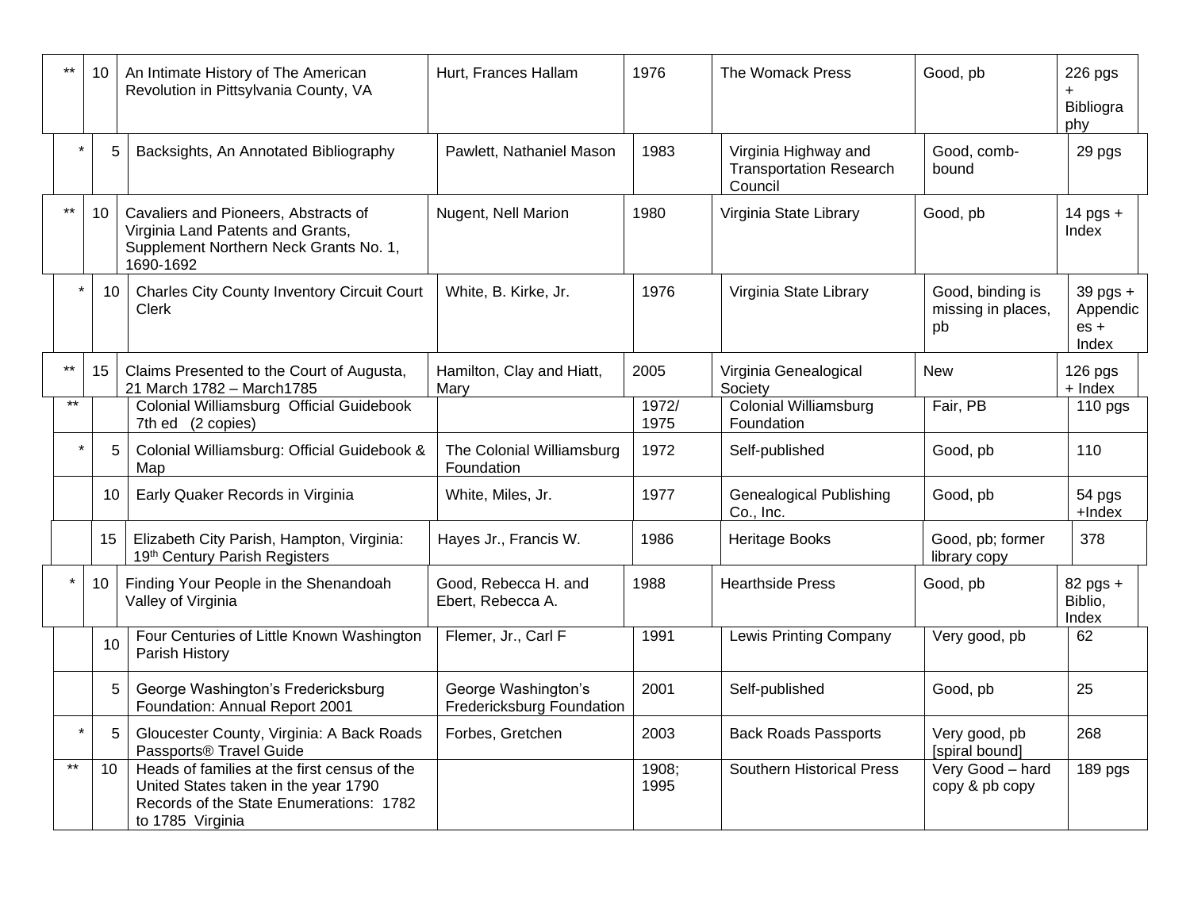| | | | | | | | |
|---|---|---|---|---|---|---|---|
| ** | 10 | An Intimate History of The American Revolution in Pittsylvania County, VA | Hurt, Frances Hallam | 1976 | The Womack Press | Good, pb | 226 pgs + Bibliography |
| * | 5 | Backsights, An Annotated Bibliography | Pawlett, Nathaniel Mason | 1983 | Virginia Highway and Transportation Research Council | Good, comb-bound | 29 pgs |
| ** | 10 | Cavaliers and Pioneers, Abstracts of Virginia Land Patents and Grants, Supplement Northern Neck Grants No. 1, 1690-1692 | Nugent, Nell Marion | 1980 | Virginia State Library | Good, pb | 14 pgs + Index |
| * | 10 | Charles City County Inventory Circuit Court Clerk | White, B. Kirke, Jr. | 1976 | Virginia State Library | Good, binding is missing in places, pb | 39 pgs + Appendices + Index |
| ** | 15 | Claims Presented to the Court of Augusta, 21 March 1782 – March1785 | Hamilton, Clay and Hiatt, Mary | 2005 | Virginia Genealogical Society | New | 126 pgs + Index |
| ** | | Colonial Williamsburg Official Guidebook 7th ed (2 copies) | | 1972/ 1975 | Colonial Williamsburg Foundation | Fair, PB | 110 pgs |
| * | 5 | Colonial Williamsburg: Official Guidebook & Map | The Colonial Williamsburg Foundation | 1972 | Self-published | Good, pb | 110 |
| | 10 | Early Quaker Records in Virginia | White, Miles, Jr. | 1977 | Genealogical Publishing Co., Inc. | Good, pb | 54 pgs +Index |
| | 15 | Elizabeth City Parish, Hampton, Virginia: 19th Century Parish Registers | Hayes Jr., Francis W. | 1986 | Heritage Books | Good, pb; former library copy | 378 |
| * | 10 | Finding Your People in the Shenandoah Valley of Virginia | Good, Rebecca H. and Ebert, Rebecca A. | 1988 | Hearthside Press | Good, pb | 82 pgs + Biblio, Index |
| | 10 | Four Centuries of Little Known Washington Parish History | Flemer, Jr., Carl F | 1991 | Lewis Printing Company | Very good, pb | 62 |
| | 5 | George Washington's Fredericksburg Foundation: Annual Report 2001 | George Washington's Fredericksburg Foundation | 2001 | Self-published | Good, pb | 25 |
| * | 5 | Gloucester County, Virginia: A Back Roads Passports® Travel Guide | Forbes, Gretchen | 2003 | Back Roads Passports | Very good, pb [spiral bound] | 268 |
| ** | 10 | Heads of families at the first census of the United States taken in the year 1790 Records of the State Enumerations: 1782 to 1785 Virginia | | 1908; 1995 | Southern Historical Press | Very Good – hard copy & pb copy | 189 pgs |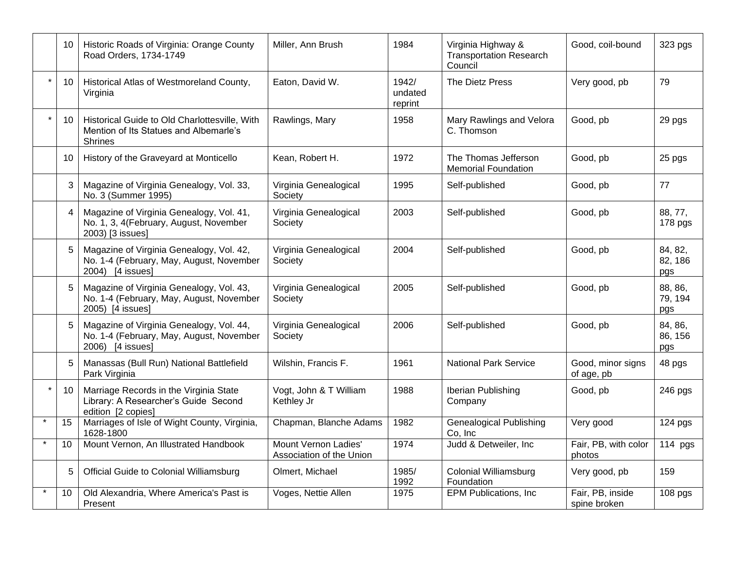| | | | | | | | |
|---|---|---|---|---|---|---|---|
| | 10 | Historic Roads of Virginia: Orange County Road Orders, 1734-1749 | Miller, Ann Brush | 1984 | Virginia Highway & Transportation Research Council | Good, coil-bound | 323 pgs |
| * | 10 | Historical Atlas of Westmoreland County, Virginia | Eaton, David W. | 1942/ undated reprint | The Dietz Press | Very good, pb | 79 |
| * | 10 | Historical Guide to Old Charlottesville, With Mention of Its Statues and Albemarle's Shrines | Rawlings, Mary | 1958 | Mary Rawlings and Velora C. Thomson | Good, pb | 29 pgs |
| | 10 | History of the Graveyard at Monticello | Kean, Robert H. | 1972 | The Thomas Jefferson Memorial Foundation | Good, pb | 25 pgs |
| | 3 | Magazine of Virginia Genealogy, Vol. 33, No. 3 (Summer 1995) | Virginia Genealogical Society | 1995 | Self-published | Good, pb | 77 |
| | 4 | Magazine of Virginia Genealogy, Vol. 41, No. 1, 3, 4(February, August, November 2003) [3 issues] | Virginia Genealogical Society | 2003 | Self-published | Good, pb | 88, 77, 178 pgs |
| | 5 | Magazine of Virginia Genealogy, Vol. 42, No. 1-4 (February, May, August, November 2004) [4 issues] | Virginia Genealogical Society | 2004 | Self-published | Good, pb | 84, 82, 82, 186 pgs |
| | 5 | Magazine of Virginia Genealogy, Vol. 43, No. 1-4 (February, May, August, November 2005) [4 issues] | Virginia Genealogical Society | 2005 | Self-published | Good, pb | 88, 86, 79, 194 pgs |
| | 5 | Magazine of Virginia Genealogy, Vol. 44, No. 1-4 (February, May, August, November 2006) [4 issues] | Virginia Genealogical Society | 2006 | Self-published | Good, pb | 84, 86, 86, 156 pgs |
| | 5 | Manassas (Bull Run) National Battlefield Park Virginia | Wilshin, Francis F. | 1961 | National Park Service | Good, minor signs of age, pb | 48 pgs |
| * | 10 | Marriage Records in the Virginia State Library: A Researcher's Guide Second edition [2 copies] | Vogt, John & T William Kethley Jr | 1988 | Iberian Publishing Company | Good, pb | 246 pgs |
| * | 15 | Marriages of Isle of Wight County, Virginia, 1628-1800 | Chapman, Blanche Adams | 1982 | Genealogical Publishing Co, Inc | Very good | 124 pgs |
| * | 10 | Mount Vernon, An Illustrated Handbook | Mount Vernon Ladies' Association of the Union | 1974 | Judd & Detweiler, Inc | Fair, PB, with color photos | 114 pgs |
| | 5 | Official Guide to Colonial Williamsburg | Olmert, Michael | 1985/ 1992 | Colonial Williamsburg Foundation | Very good, pb | 159 |
| * | 10 | Old Alexandria, Where America's Past is Present | Voges, Nettie Allen | 1975 | EPM Publications, Inc | Fair, PB, inside spine broken | 108 pgs |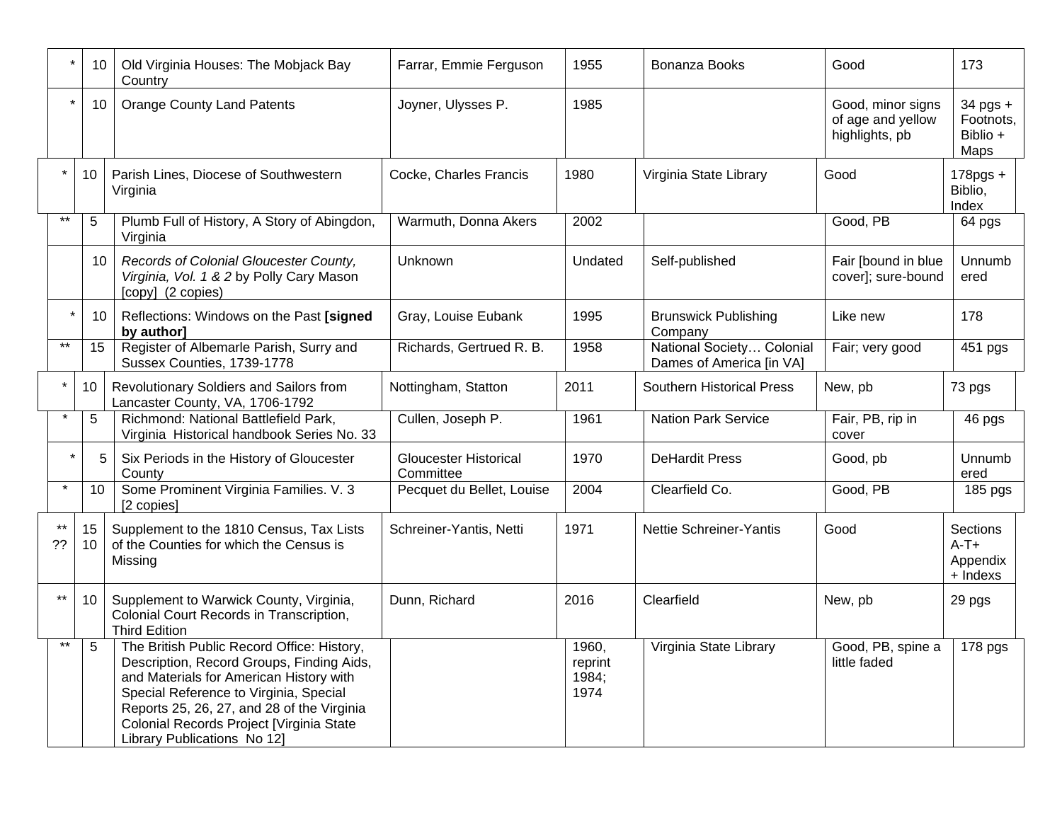| | | | | | | | |
|---|---|---|---|---|---|---|---|
| * | 10 | Old Virginia Houses: The Mobjack Bay Country | Farrar, Emmie Ferguson | 1955 | Bonanza Books | Good | 173 |
| * | 10 | Orange County Land Patents | Joyner, Ulysses P. | 1985 | | Good, minor signs of age and yellow highlights, pb | 34 pgs + Footnots, Biblio + Maps |
| * | 10 | Parish Lines, Diocese of Southwestern Virginia | Cocke, Charles Francis | 1980 | Virginia State Library | Good | 178pgs + Biblio, Index |
| ** | 5 | Plumb Full of History, A Story of Abingdon, Virginia | Warmuth, Donna Akers | 2002 | | Good, PB | 64 pgs |
| | 10 | *Records of Colonial Gloucester County, Virginia, Vol. 1 & 2* by Polly Cary Mason [copy] (2 copies) | Unknown | Undated | Self-published | Fair [bound in blue cover]; sure-bound | Unnumbered |
| * | 10 | Reflections: Windows on the Past **[signed by author]** | Gray, Louise Eubank | 1995 | Brunswick Publishing Company | Like new | 178 |
| ** | 15 | Register of Albemarle Parish, Surry and Sussex Counties, 1739-1778 | Richards, Gertrued R. B. | 1958 | National Society… Colonial Dames of America [in VA] | Fair; very good | 451 pgs |
| * | 10 | Revolutionary Soldiers and Sailors from Lancaster County, VA, 1706-1792 | Nottingham, Statton | 2011 | Southern Historical Press | New, pb | 73 pgs |
| * | 5 | Richmond: National Battlefield Park, Virginia Historical handbook Series No. 33 | Cullen, Joseph P. | 1961 | Nation Park Service | Fair, PB, rip in cover | 46 pgs |
| * | 5 | Six Periods in the History of Gloucester County | Gloucester Historical Committee | 1970 | DeHardit Press | Good, pb | Unnumbered |
| * | 10 | Some Prominent Virginia Families. V. 3 [2 copies] | Pecquet du Bellet, Louise | 2004 | Clearfield Co. | Good, PB | 185 pgs |
| ** ?? | 15 10 | Supplement to the 1810 Census, Tax Lists of the Counties for which the Census is Missing | Schreiner-Yantis, Netti | 1971 | Nettie Schreiner-Yantis | Good | Sections A-T+ Appendix + Indexs |
| ** | 10 | Supplement to Warwick County, Virginia, Colonial Court Records in Transcription, Third Edition | Dunn, Richard | 2016 | Clearfield | New, pb | 29 pgs |
| ** | 5 | The British Public Record Office: History, Description, Record Groups, Finding Aids, and Materials for American History with Special Reference to Virginia, Special Reports 25, 26, 27, and 28 of the Virginia Colonial Records Project [Virginia State Library Publications No 12] | | 1960, reprint 1984; 1974 | Virginia State Library | Good, PB, spine a little faded | 178 pgs |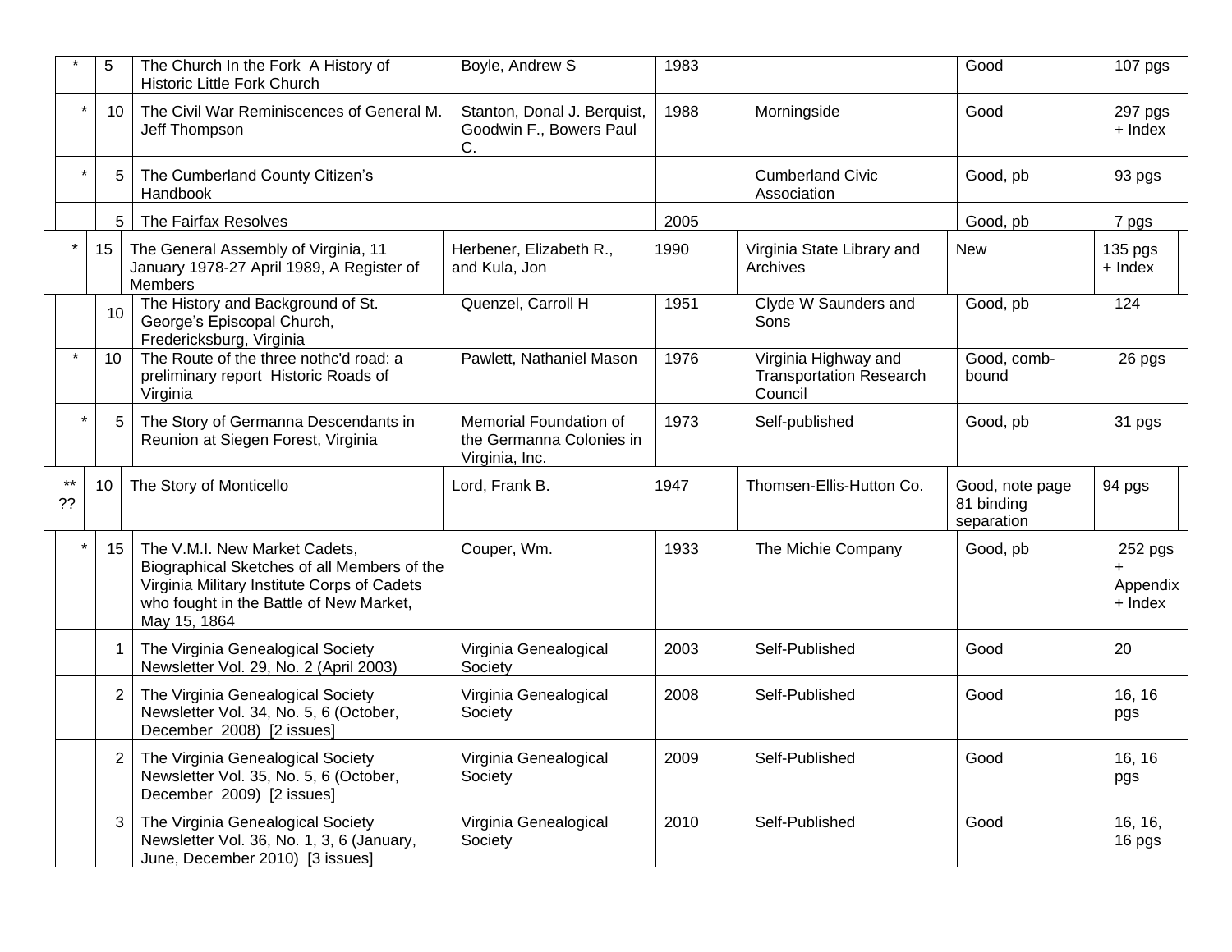| | | | | | | | |
|---|---|---|---|---|---|---|---|
| * | 5 | The Church In the Fork A History of Historic Little Fork Church | Boyle, Andrew S | 1983 | | Good | 107 pgs |
| * | 10 | The Civil War Reminiscences of General M. Jeff Thompson | Stanton, Donal J. Berquist, Goodwin F., Bowers Paul C. | 1988 | Morningside | Good | 297 pgs + Index |
| * | 5 | The Cumberland County Citizen's Handbook | | | Cumberland Civic Association | Good, pb | 93 pgs |
| | 5 | The Fairfax Resolves | | 2005 | | Good, pb | 7 pgs |
| * | 15 | The General Assembly of Virginia, 11 January 1978-27 April 1989, A Register of Members | Herbener, Elizabeth R., and Kula, Jon | 1990 | Virginia State Library and Archives | New | 135 pgs + Index |
| | 10 | The History and Background of St. George's Episcopal Church, Fredericksburg, Virginia | Quenzel, Carroll H | 1951 | Clyde W Saunders and Sons | Good, pb | 124 |
| * | 10 | The Route of the three nothc'd road: a preliminary report Historic Roads of Virginia | Pawlett, Nathaniel Mason | 1976 | Virginia Highway and Transportation Research Council | Good, comb-bound | 26 pgs |
| * | 5 | The Story of Germanna Descendants in Reunion at Siegen Forest, Virginia | Memorial Foundation of the Germanna Colonies in Virginia, Inc. | 1973 | Self-published | Good, pb | 31 pgs |
| ** ?? | 10 | The Story of Monticello | Lord, Frank B. | 1947 | Thomsen-Ellis-Hutton Co. | Good, note page 81 binding separation | 94 pgs |
| * | 15 | The V.M.I. New Market Cadets, Biographical Sketches of all Members of the Virginia Military Institute Corps of Cadets who fought in the Battle of New Market, May 15, 1864 | Couper, Wm. | 1933 | The Michie Company | Good, pb | 252 pgs + Appendix + Index |
| | 1 | The Virginia Genealogical Society Newsletter Vol. 29, No. 2 (April 2003) | Virginia Genealogical Society | 2003 | Self-Published | Good | 20 |
| | 2 | The Virginia Genealogical Society Newsletter Vol. 34, No. 5, 6 (October, December 2008) [2 issues] | Virginia Genealogical Society | 2008 | Self-Published | Good | 16, 16 pgs |
| | 2 | The Virginia Genealogical Society Newsletter Vol. 35, No. 5, 6 (October, December 2009) [2 issues] | Virginia Genealogical Society | 2009 | Self-Published | Good | 16, 16 pgs |
| | 3 | The Virginia Genealogical Society Newsletter Vol. 36, No. 1, 3, 6 (January, June, December 2010) [3 issues] | Virginia Genealogical Society | 2010 | Self-Published | Good | 16, 16, 16 pgs |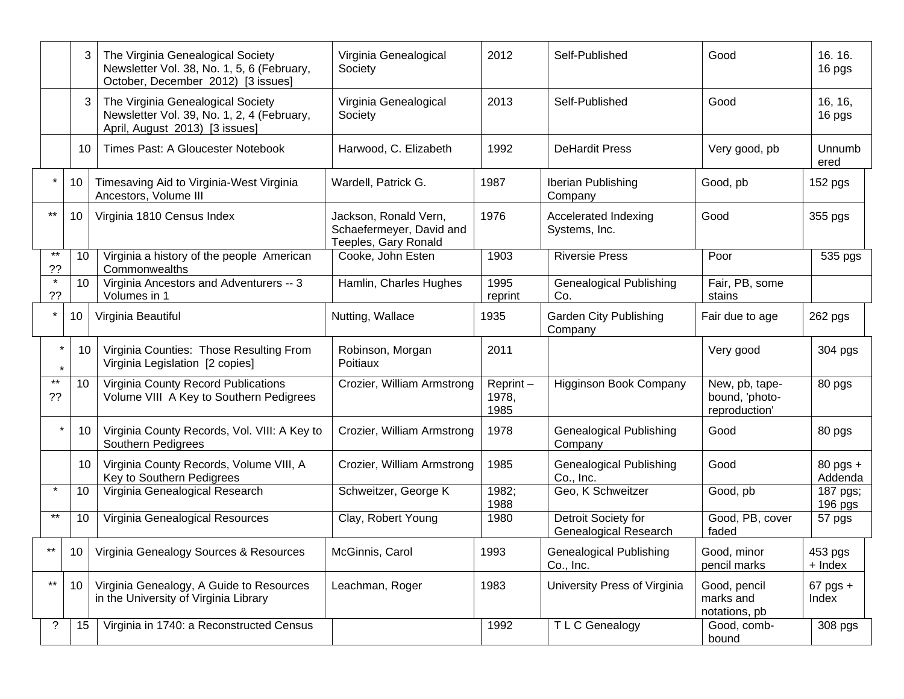| | | | | | | | |
|---|---|---|---|---|---|---|---|
| | 3 | The Virginia Genealogical Society Newsletter Vol. 38, No. 1, 5, 6 (February, October, December 2012) [3 issues] | Virginia Genealogical Society | 2012 | Self-Published | Good | 16. 16. 16 pgs |
| | 3 | The Virginia Genealogical Society Newsletter Vol. 39, No. 1, 2, 4 (February, April, August 2013) [3 issues] | Virginia Genealogical Society | 2013 | Self-Published | Good | 16, 16, 16 pgs |
| | 10 | Times Past: A Gloucester Notebook | Harwood, C. Elizabeth | 1992 | DeHardit Press | Very good, pb | Unnumbered |
| * | 10 | Timesaving Aid to Virginia-West Virginia Ancestors, Volume III | Wardell, Patrick G. | 1987 | Iberian Publishing Company | Good, pb | 152 pgs |
| ** | 10 | Virginia 1810 Census Index | Jackson, Ronald Vern, Schaefermeyer, David and Teeples, Gary Ronald | 1976 | Accelerated Indexing Systems, Inc. | Good | 355 pgs |
| ** ?? | 10 | Virginia a history of the people American Commonwealths | Cooke, John Esten | 1903 | Riversie Press | Poor | 535 pgs |
| * ?? | 10 | Virginia Ancestors and Adventurers -- 3 Volumes in 1 | Hamlin, Charles Hughes | 1995 reprint | Genealogical Publishing Co. | Fair, PB, some stains | |
| * | 10 | Virginia Beautiful | Nutting, Wallace | 1935 | Garden City Publishing Company | Fair due to age | 262 pgs |
| * * | 10 | Virginia Counties: Those Resulting From Virginia Legislation [2 copies] | Robinson, Morgan Poitiaux | 2011 | | Very good | 304 pgs |
| ** ?? | 10 | Virginia County Record Publications Volume VIII A Key to Southern Pedigrees | Crozier, William Armstrong | Reprint – 1978, 1985 | Higginson Book Company | New, pb, tape-bound, 'photo-reproduction' | 80 pgs |
| * | 10 | Virginia County Records, Vol. VIII: A Key to Southern Pedigrees | Crozier, William Armstrong | 1978 | Genealogical Publishing Company | Good | 80 pgs |
| | 10 | Virginia County Records, Volume VIII, A Key to Southern Pedigrees | Crozier, William Armstrong | 1985 | Genealogical Publishing Co., Inc. | Good | 80 pgs + Addenda |
| * | 10 | Virginia Genealogical Research | Schweitzer, George K | 1982; 1988 | Geo, K Schweitzer | Good, pb | 187 pgs; 196 pgs |
| ** | 10 | Virginia Genealogical Resources | Clay, Robert Young | 1980 | Detroit Society for Genealogical Research | Good, PB, cover faded | 57 pgs |
| ** | 10 | Virginia Genealogy Sources & Resources | McGinnis, Carol | 1993 | Genealogical Publishing Co., Inc. | Good, minor pencil marks | 453 pgs + Index |
| ** | 10 | Virginia Genealogy, A Guide to Resources in the University of Virginia Library | Leachman, Roger | 1983 | University Press of Virginia | Good, pencil marks and notations, pb | 67 pgs + Index |
| ? | 15 | Virginia in 1740: a Reconstructed Census | | 1992 | T L C Genealogy | Good, comb-bound | 308 pgs |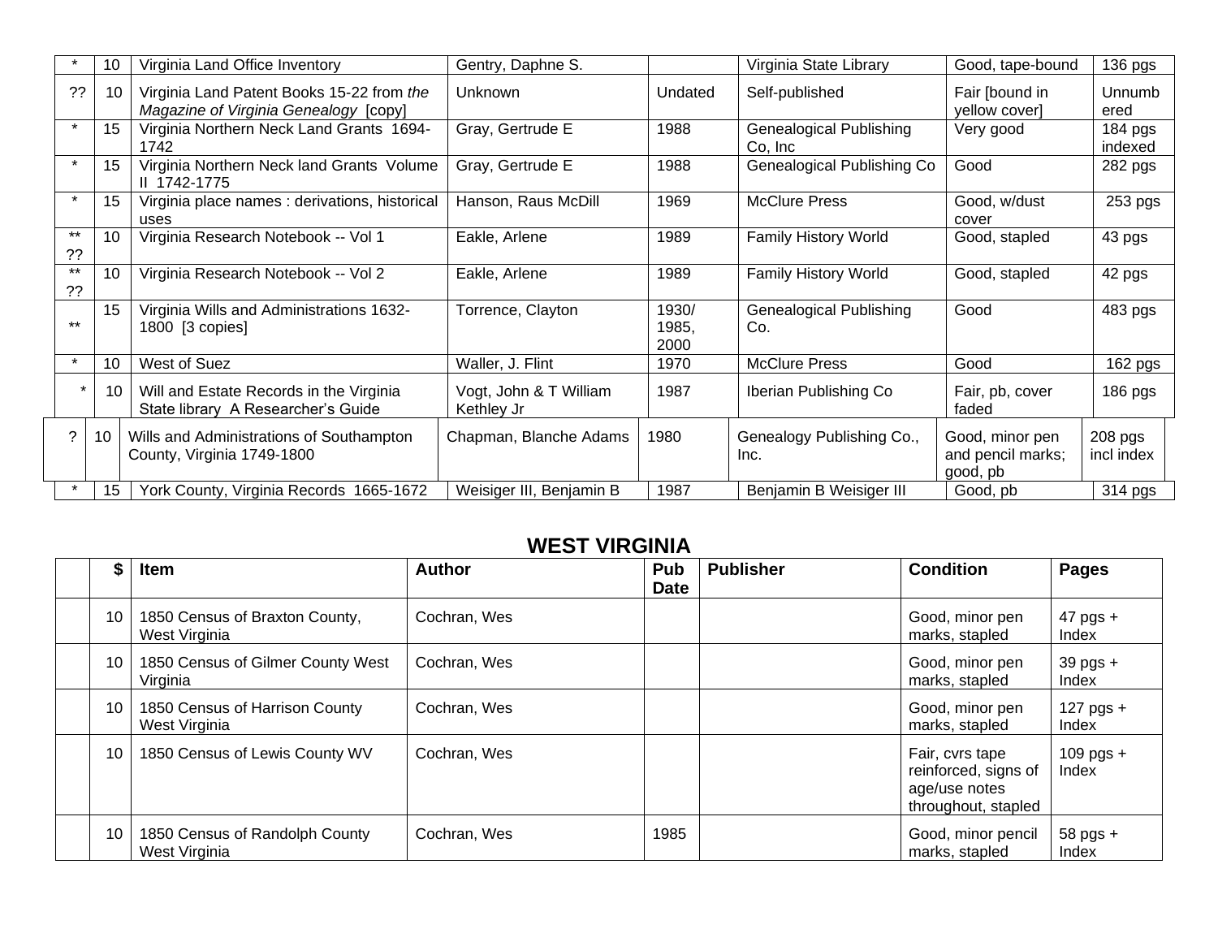| | | | | | | | |
|---|---|---|---|---|---|---|---|
| * | 10 | Virginia Land Office Inventory | Gentry, Daphne S. | | Virginia State Library | Good, tape-bound | 136 pgs |
| ?? | 10 | Virginia Land Patent Books 15-22 from *the Magazine of Virginia Genealogy* [copy] | Unknown | Undated | Self-published | Fair [bound in yellow cover] | Unnumbered |
| * | 15 | Virginia Northern Neck Land Grants 1694-1742 | Gray, Gertrude E | 1988 | Genealogical Publishing Co, Inc | Very good | 184 pgs indexed |
| * | 15 | Virginia Northern Neck land Grants Volume II 1742-1775 | Gray, Gertrude E | 1988 | Genealogical Publishing Co | Good | 282 pgs |
| * | 15 | Virginia place names : derivations, historical uses | Hanson, Raus McDill | 1969 | McClure Press | Good, w/dust cover | 253 pgs |
| ** ?? | 10 | Virginia Research Notebook -- Vol 1 | Eakle, Arlene | 1989 | Family History World | Good, stapled | 43 pgs |
| ** ?? | 10 | Virginia Research Notebook -- Vol 2 | Eakle, Arlene | 1989 | Family History World | Good, stapled | 42 pgs |
| ** | 15 | Virginia Wills and Administrations 1632-1800 [3 copies] | Torrence, Clayton | 1930/ 1985, 2000 | Genealogical Publishing Co. | Good | 483 pgs |
| * | 10 | West of Suez | Waller, J. Flint | 1970 | McClure Press | Good | 162 pgs |
| * | 10 | Will and Estate Records in the Virginia State library A Researcher's Guide | Vogt, John & T William Kethley Jr | 1987 | Iberian Publishing Co | Fair, pb, cover faded | 186 pgs |
| ? | 10 | Wills and Administrations of Southampton County, Virginia 1749-1800 | Chapman, Blanche Adams | 1980 | Genealogy Publishing Co., Inc. | Good, minor pen and pencil marks; good, pb | 208 pgs incl index |
| * | 15 | York County, Virginia Records 1665-1672 | Weisiger III, Benjamin B | 1987 | Benjamin B Weisiger III | Good, pb | 314 pgs |

## WEST VIRGINIA

| | $ | Item | Author | Pub Date | Publisher | Condition | Pages |
|---|---|---|---|---|---|---|---|
| | 10 | 1850 Census of Braxton County, West Virginia | Cochran, Wes | | | Good, minor pen marks, stapled | 47 pgs + Index |
| | 10 | 1850 Census of Gilmer County West Virginia | Cochran, Wes | | | Good, minor pen marks, stapled | 39 pgs + Index |
| | 10 | 1850 Census of Harrison County West Virginia | Cochran, Wes | | | Good, minor pen marks, stapled | 127 pgs + Index |
| | 10 | 1850 Census of Lewis County WV | Cochran, Wes | | | Fair, cvrs tape reinforced, signs of age/use notes throughout, stapled | 109 pgs + Index |
| | 10 | 1850 Census of Randolph County West Virginia | Cochran, Wes | 1985 | | Good, minor pencil marks, stapled | 58 pgs + Index |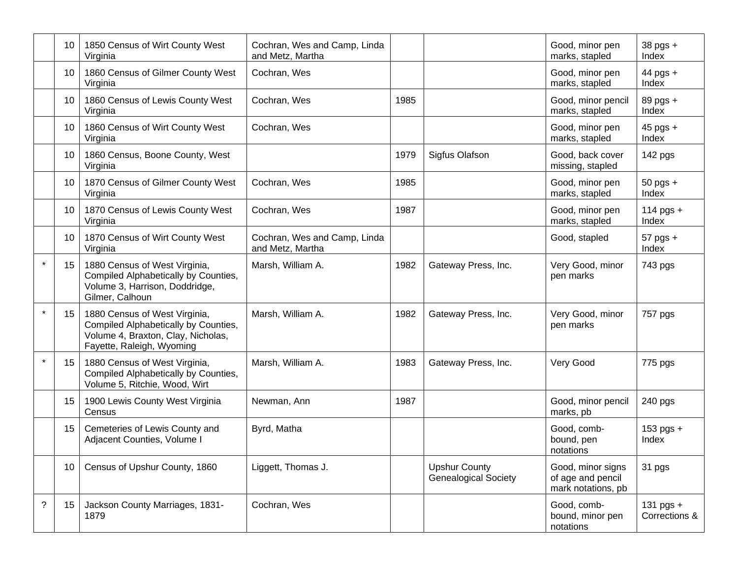|  |  |  |  |  |  |  |  |
|---|---|---|---|---|---|---|---|
|  | 10 | 1850 Census of Wirt County West Virginia | Cochran, Wes and Camp, Linda and Metz, Martha |  |  | Good, minor pen marks, stapled | 38 pgs + Index |
|  | 10 | 1860 Census of Gilmer County West Virginia | Cochran, Wes |  |  | Good, minor pen marks, stapled | 44 pgs + Index |
|  | 10 | 1860 Census of Lewis County West Virginia | Cochran, Wes | 1985 |  | Good, minor pencil marks, stapled | 89 pgs + Index |
|  | 10 | 1860 Census of Wirt County West Virginia | Cochran, Wes |  |  | Good, minor pen marks, stapled | 45 pgs + Index |
|  | 10 | 1860 Census, Boone County, West Virginia |  | 1979 | Sigfus Olafson | Good, back cover missing, stapled | 142 pgs |
|  | 10 | 1870 Census of Gilmer County West Virginia | Cochran, Wes | 1985 |  | Good, minor pen marks, stapled | 50 pgs + Index |
|  | 10 | 1870 Census of Lewis County West Virginia | Cochran, Wes | 1987 |  | Good, minor pen marks, stapled | 114 pgs + Index |
|  | 10 | 1870 Census of Wirt County West Virginia | Cochran, Wes and Camp, Linda and Metz, Martha |  |  | Good, stapled | 57 pgs + Index |
| * | 15 | 1880 Census of West Virginia, Compiled Alphabetically by Counties, Volume 3, Harrison, Doddridge, Gilmer, Calhoun | Marsh, William A. | 1982 | Gateway Press, Inc. | Very Good, minor pen marks | 743 pgs |
| * | 15 | 1880 Census of West Virginia, Compiled Alphabetically by Counties, Volume 4, Braxton, Clay, Nicholas, Fayette, Raleigh, Wyoming | Marsh, William A. | 1982 | Gateway Press, Inc. | Very Good, minor pen marks | 757 pgs |
| * | 15 | 1880 Census of West Virginia, Compiled Alphabetically by Counties, Volume 5, Ritchie, Wood, Wirt | Marsh, William A. | 1983 | Gateway Press, Inc. | Very Good | 775 pgs |
|  | 15 | 1900 Lewis County West Virginia Census | Newman, Ann | 1987 |  | Good, minor pencil marks, pb | 240 pgs |
|  | 15 | Cemeteries of Lewis County and Adjacent Counties, Volume I | Byrd, Matha |  |  | Good, comb-bound, pen notations | 153 pgs + Index |
|  | 10 | Census of Upshur County, 1860 | Liggett, Thomas J. |  | Upshur County Genealogical Society | Good, minor signs of age and pencil mark notations, pb | 31 pgs |
| ? | 15 | Jackson County Marriages, 1831-1879 | Cochran, Wes |  |  | Good, comb-bound, minor pen notations | 131 pgs + Corrections & |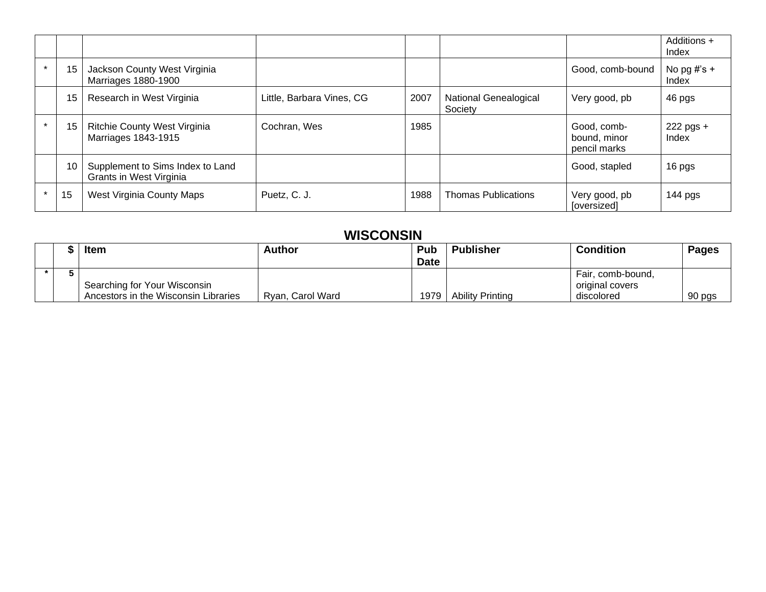| | | | | | | | |
|---|---|---|---|---|---|---|---|
| | | | | | | | Additions + Index |
| * | 15 | Jackson County West Virginia Marriages 1880-1900 | | | | Good, comb-bound | No pg #'s + Index |
| | 15 | Research in West Virginia | Little, Barbara Vines, CG | 2007 | National Genealogical Society | Very good, pb | 46 pgs |
| * | 15 | Ritchie County West Virginia Marriages 1843-1915 | Cochran, Wes | 1985 | | Good, comb-bound, minor pencil marks | 222 pgs + Index |
| | 10 | Supplement to Sims Index to Land Grants in West Virginia | | | | Good, stapled | 16 pgs |
| * | 15 | West Virginia County Maps | Puetz, C. J. | 1988 | Thomas Publications | Very good, pb [oversized] | 144 pgs |

## WISCONSIN

| | $ | Item | Author | Pub Date | Publisher | Condition | Pages |
|---|---|---|---|---|---|---|---|
| * | 5 | Searching for Your Wisconsin Ancestors in the Wisconsin Libraries | Ryan, Carol Ward | 1979 | Ability Printing | Fair, comb-bound, original covers discolored | 90 pgs |